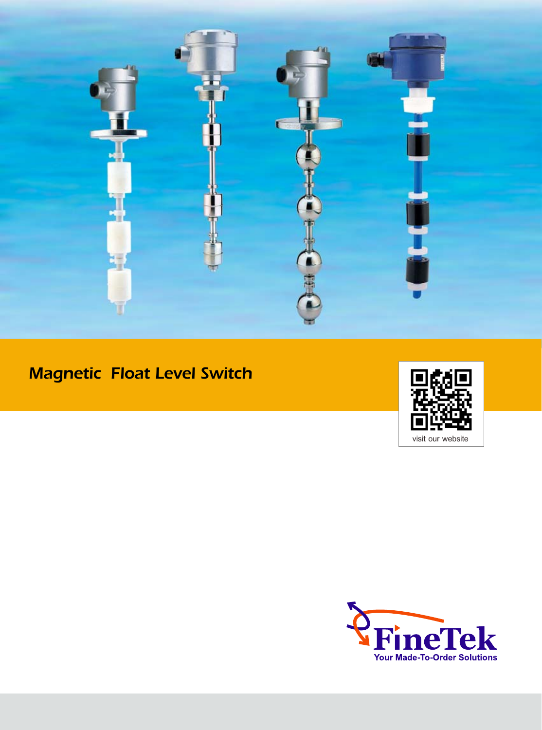# Magnetic Float Level Switch

visit our website

FineTek

Your Made-To-Order Solutions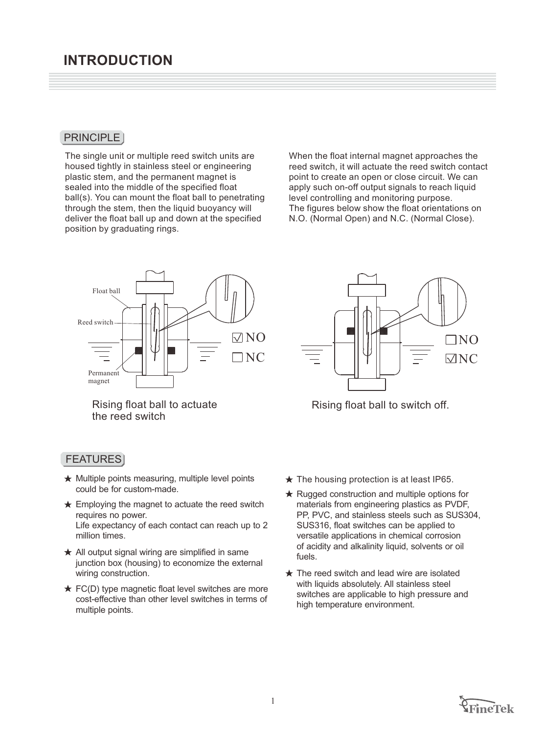# INTRODUCTION

## PRINCIPLE

The single unit or multiple reed switch units are housed tightly in stainless steel or engineering plastic stem, and the permanent magnet is sealed into the middle of the specified float ball(s). You can mount the float ball to penetrating through the stem, then the liquid buoyancy will deliver the float ball up and down at the specified position by graduating rings.

When the float internal magnet approaches the reed switch, it will actuate the reed switch contact point to create an open or close circuit. We can apply such on-off output signals to reach liquid level controlling and monitoring purpose.
The figures below show the float orientations on N.O. (Normal Open) and N.C. (Normal Close).

Float ball
Reed switch
Permanent magnet

☑ NO
☐ NC

Rising float ball to actuate the reed switch

☐ NO
☑ NC

Rising float ball to switch off.

## FEATURES

★ Multiple points measuring, multiple level points could be for custom-made.

★ Employing the magnet to actuate the reed switch requires no power.
Life expectancy of each contact can reach up to 2 million times.

★ All output signal wiring are simplified in same junction box (housing) to economize the external wiring construction.

★ FC(D) type magnetic float level switches are more cost-effective than other level switches in terms of multiple points.

★ The housing protection is at least IP65.

★ Rugged construction and multiple options for materials from engineering plastics as PVDF, PP, PVC, and stainless steels such as SUS304, SUS316, float switches can be applied to versatile applications in chemical corrosion of acidity and alkalinity liquid, solvents or oil fuels.

★ The reed switch and lead wire are isolated with liquids absolutely. All stainless steel switches are applicable to high pressure and high temperature environment.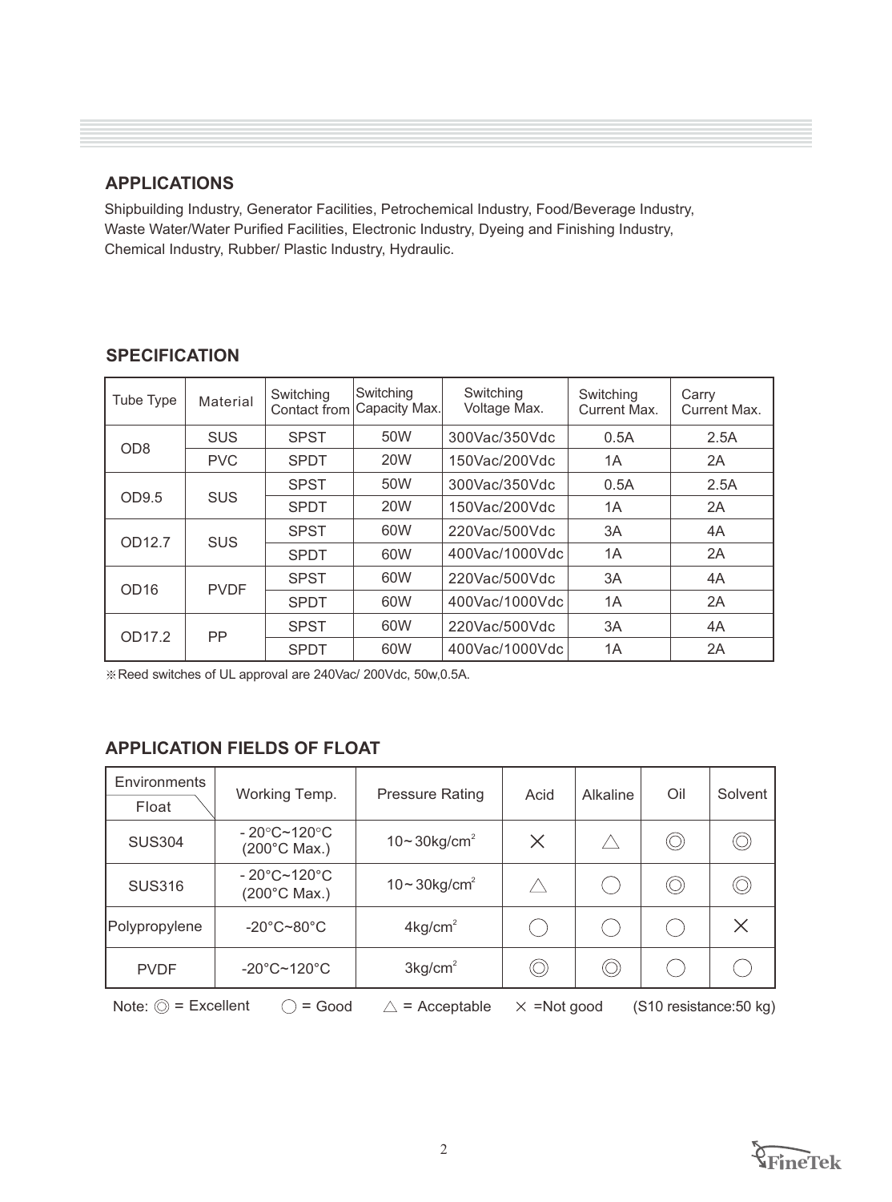## APPLICATIONS

Shipbuilding Industry, Generator Facilities, Petrochemical Industry, Food/Beverage Industry, Waste Water/Water Purified Facilities, Electronic Industry, Dyeing and Finishing Industry, Chemical Industry, Rubber/ Plastic Industry, Hydraulic.

## SPECIFICATION

| Tube Type | Material | Switching Contact from | Switching Capacity Max. | Switching Voltage Max. | Switching Current Max. | Carry Current Max. |
|---|---|---|---|---|---|---|
| OD8 | SUS | SPST | 50W | 300Vac/350Vdc | 0.5A | 2.5A |
| | PVC | SPDT | 20W | 150Vac/200Vdc | 1A | 2A |
| OD9.5 | SUS | SPST | 50W | 300Vac/350Vdc | 0.5A | 2.5A |
| | | SPDT | 20W | 150Vac/200Vdc | 1A | 2A |
| OD12.7 | SUS | SPST | 60W | 220Vac/500Vdc | 3A | 4A |
| | | SPDT | 60W | 400Vac/1000Vdc | 1A | 2A |
| OD16 | PVDF | SPST | 60W | 220Vac/500Vdc | 3A | 4A |
| | | SPDT | 60W | 400Vac/1000Vdc | 1A | 2A |
| OD17.2 | PP | SPST | 60W | 220Vac/500Vdc | 3A | 4A |
| | | SPDT | 60W | 400Vac/1000Vdc | 1A | 2A |

※Reed switches of UL approval are 240Vac/ 200Vdc, 50w,0.5A.

## APPLICATION FIELDS OF FLOAT

| Environments / Float | Working Temp. | Pressure Rating | Acid | Alkaline | Oil | Solvent |
|---|---|---|---|---|---|---|
| SUS304 | - 20°C~120°C (200°C Max.) | 10~30kg/cm$^2$ | × | △ | ◎ | ◎ |
| SUS316 | - 20°C~120°C (200°C Max.) | 10~30kg/cm$^2$ | △ | ○ | ◎ | ◎ |
| Polypropylene | -20°C~80°C | 4kg/cm$^2$ | ○ | ○ | ○ | × |
| PVDF | -20°C~120°C | 3kg/cm$^2$ | ◎ | ◎ | ○ | ○ |

Note: ◎ = Excellent ○ = Good △ = Acceptable × =Not good (S10 resistance:50 kg)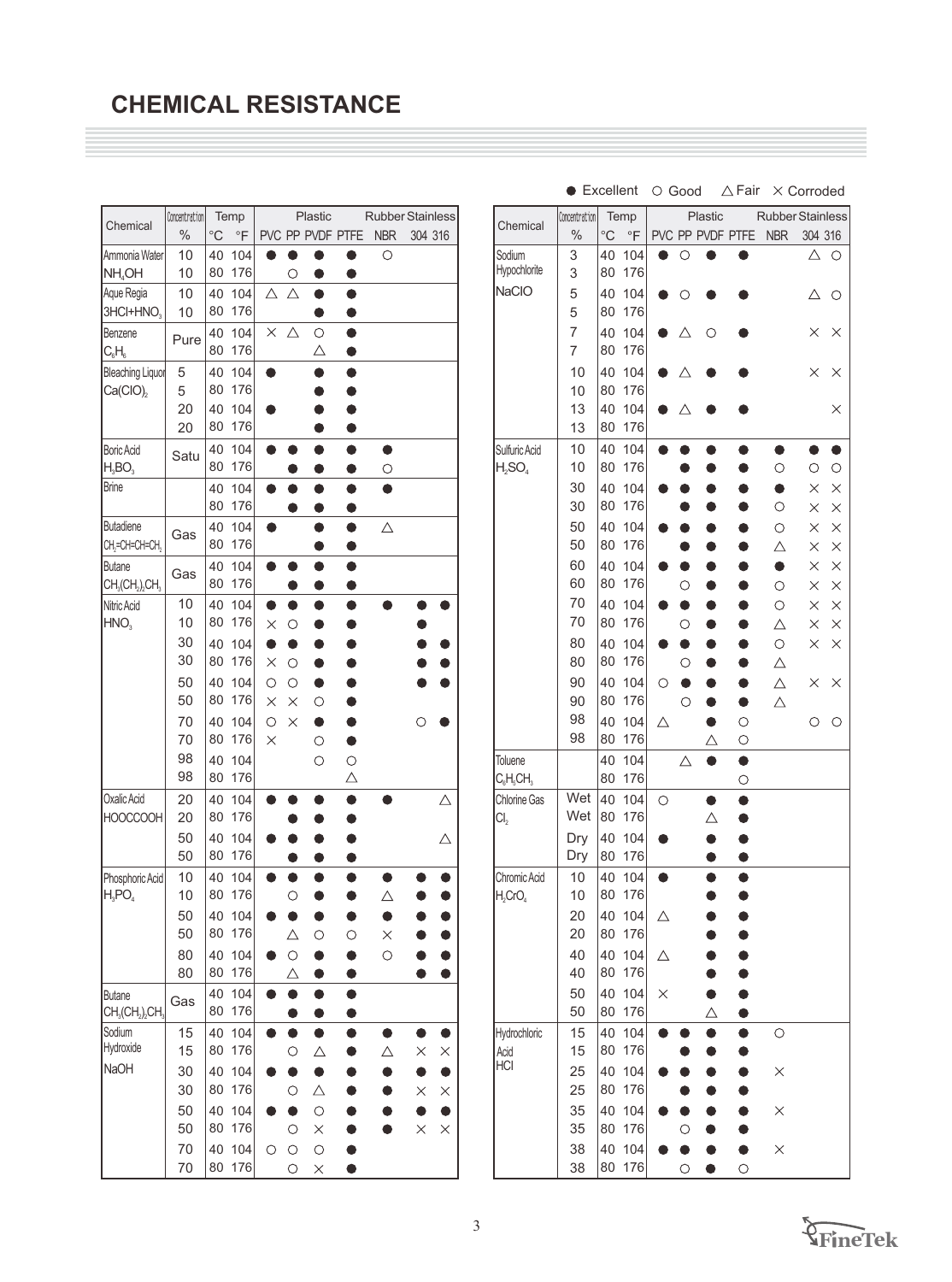# CHEMICAL RESISTANCE

● Excellent ○ Good △ Fair × Corroded

| Chemical | Concentration | Temp | | Plastic | | | | Rubber | Stainless | |
|---|---|---|---|---|---|---|---|---|---|---|
| | % | °C | °F | PVC | PP | PVDF | PTFE | NBR | 304 | 316 |
| Ammonia Water $NH_4OH$ | 10 | 40 | 104 | ● | ● | ● | ● | ○ | | |
| | 10 | 80 | 176 | | ○ | ● | ● | | | |
| Aque Regia $3HCl+HNO_3$ | 10 | 40 | 104 | △ | △ | ● | ● | | | |
| | 10 | 80 | 176 | | | ● | ● | | | |
| Benzene $C_6H_6$ | Pure | 40 | 104 | × | △ | ○ | ● | | | |
| | | 80 | 176 | | | △ | ● | | | |
| Bleaching Liquor $Ca(ClO)_2$ | 5 | 40 | 104 | ● | | ● | ● | | | |
| | 5 | 80 | 176 | | | ● | ● | | | |
| | 20 | 40 | 104 | ● | | ● | ● | | | |
| | 20 | 80 | 176 | | | ● | ● | | | |
| Boric Acid $H_3BO_3$ | Satu | 40 | 104 | ● | ● | ● | ● | ● | | |
| | | 80 | 176 | | ● | ● | ● | ○ | | |
| Brine | | 40 | 104 | ● | ● | ● | ● | ● | | |
| | | 80 | 176 | | ● | ● | ● | | | |
| Butadiene $CH_2=CH-CH=CH_2$ | Gas | 40 | 104 | ● | | ● | ● | △ | | |
| | | 80 | 176 | | | ● | ● | | | |
| Butane $CH_3(CH_2)_2CH_3$ | Gas | 40 | 104 | ● | ● | ● | ● | | | |
| | | 80 | 176 | | ● | ● | ● | | | |
| Nitric Acid $HNO_3$ | 10 | 40 | 104 | ● | ● | ● | ● | ● | ● | ● |
| | 10 | 80 | 176 | × | ○ | ● | ● | | ● | |
| | 30 | 40 | 104 | ● | ● | ● | ● | | ● | ● |
| | 30 | 80 | 176 | × | ○ | ● | ● | | ● | ● |
| | 50 | 40 | 104 | ○ | ○ | ● | ● | | ● | ● |
| | 50 | 80 | 176 | × | × | ○ | ● | | | |
| | 70 | 40 | 104 | ○ | × | ● | ● | | ○ | ● |
| | 70 | 80 | 176 | × | | ○ | ● | | | |
| | 98 | 40 | 104 | | | ○ | ○ | | | |
| | 98 | 80 | 176 | | | | △ | | | |
| Oxalic Acid HOOCCOOH | 20 | 40 | 104 | ● | ● | ● | ● | ● | | △ |
| | 20 | 80 | 176 | | ● | ● | ● | | | |
| | 50 | 40 | 104 | ● | ● | ● | ● | | | △ |
| | 50 | 80 | 176 | | ● | ● | ● | | | |
| Phosphoric Acid $H_3PO_4$ | 10 | 40 | 104 | ● | ● | ● | ● | ● | ● | ● |
| | 10 | 80 | 176 | | ○ | ● | ● | △ | ● | ● |
| | 50 | 40 | 104 | ● | ● | ● | ● | ● | ● | ● |
| | 50 | 80 | 176 | | △ | ○ | ○ | × | ● | ● |
| | 80 | 40 | 104 | ● | ○ | ● | ● | ○ | ● | ● |
| | 80 | 80 | 176 | | △ | ● | ● | | ● | ● |
| Butane $CH_3(CH_2)_2CH_3$ | Gas | 40 | 104 | ● | ● | ● | ● | | | |
| | | 80 | 176 | | ● | ● | ● | | | |
| Sodium Hydroxide NaOH | 15 | 40 | 104 | ● | ● | ● | ● | ● | ● | ● |
| | 15 | 80 | 176 | | ○ | △ | ● | △ | × | × |
| | 30 | 40 | 104 | ● | ● | ● | ● | ● | ● | ● |
| | 30 | 80 | 176 | | ○ | △ | ● | ● | × | × |
| | 50 | 40 | 104 | ● | ● | ○ | ● | ● | ● | ● |
| | 50 | 80 | 176 | | ○ | × | ● | ● | × | × |
| | 70 | 40 | 104 | ○ | ○ | ○ | ● | | | |
| | 70 | 80 | 176 | | ○ | × | ● | | | |
| Sodium Hypochlorite NaClO | 3 | 40 | 104 | ● | ○ | ● | ● | | △ | ○ |
| | 3 | 80 | 176 | | | | | | | |
| | 5 | 40 | 104 | ● | ○ | ● | ● | | △ | ○ |
| | 5 | 80 | 176 | | | | | | | |
| | 7 | 40 | 104 | ● | △ | ○ | ● | | × | × |
| | 7 | 80 | 176 | | | | | | | |
| | 10 | 40 | 104 | ● | △ | ● | ● | | × | × |
| | 10 | 80 | 176 | | | | | | | |
| | 13 | 40 | 104 | ● | △ | ● | ● | | | × |
| | 13 | 80 | 176 | | | | | | | |
| Sulfuric Acid $H_2SO_4$ | 10 | 40 | 104 | ● | ● | ● | ● | ● | ● | ● |
| | 10 | 80 | 176 | | ● | ● | ● | ○ | ○ | ○ |
| | 30 | 40 | 104 | ● | ● | ● | ● | ● | × | × |
| | 30 | 80 | 176 | | ● | ● | ● | ○ | × | × |
| | 50 | 40 | 104 | ● | ● | ● | ● | ○ | × | × |
| | 50 | 80 | 176 | | ● | ● | ● | △ | × | × |
| | 60 | 40 | 104 | ● | ● | ● | ● | ● | × | × |
| | 60 | 80 | 176 | | ○ | ● | ● | ○ | × | × |
| | 70 | 40 | 104 | ● | ● | ● | ● | ○ | × | × |
| | 70 | 80 | 176 | | ○ | ● | ● | △ | × | × |
| | 80 | 40 | 104 | ● | ● | ● | ● | ○ | × | × |
| | 80 | 80 | 176 | | ○ | ● | ● | △ | | |
| | 90 | 40 | 104 | ○ | ● | ● | ● | △ | × | × |
| | 90 | 80 | 176 | | ○ | ● | ● | △ | | |
| | 98 | 40 | 104 | △ | | ● | ○ | | ○ | ○ |
| | 98 | 80 | 176 | | | △ | ○ | | | |
| Toluene $C_6H_5CH_3$ | | 40 | 104 | | △ | ● | ● | | | |
| | | 80 | 176 | | | | ○ | | | |
| Chlorine Gas $Cl_2$ | Wet | 40 | 104 | ○ | | ● | ● | | | |
| | Wet | 80 | 176 | | | △ | ● | | | |
| | Dry | 40 | 104 | ● | | ● | ● | | | |
| | Dry | 80 | 176 | | | ● | ● | | | |
| Chromic Acid $H_2CrO_4$ | 10 | 40 | 104 | ● | | ● | ● | | | |
| | 10 | 80 | 176 | | | ● | ● | | | |
| | 20 | 40 | 104 | △ | | ● | ● | | | |
| | 20 | 80 | 176 | | | ● | ● | | | |
| | 40 | 40 | 104 | △ | | ● | ● | | | |
| | 40 | 80 | 176 | | | ● | ● | | | |
| | 50 | 40 | 104 | × | | ● | ● | | | |
| | 50 | 80 | 176 | | | △ | ● | | | |
| Hydrochloric Acid HCl | 15 | 40 | 104 | ● | ● | ● | ● | ○ | | |
| | 15 | 80 | 176 | | ● | ● | ● | | | |
| | 25 | 40 | 104 | ● | ● | ● | ● | × | | |
| | 25 | 80 | 176 | | ● | ● | ● | | | |
| | 35 | 40 | 104 | ● | ● | ● | ● | × | | |
| | 35 | 80 | 176 | | ○ | ● | ● | | | |
| | 38 | 40 | 104 | ● | ● | ● | ● | × | | |
| | 38 | 80 | 176 | | ○ | ● | ○ | | | |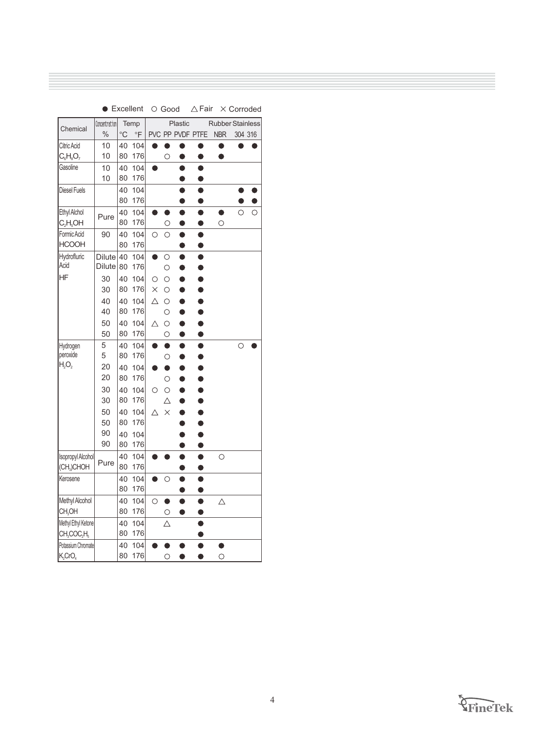● Excellent ○ Good △ Fair × Corroded

| Chemical | Concentration | Temp | | Plastic | | | | Rubber | Stainless | |
|---|---|---|---|---|---|---|---|---|---|---|
| | % | °C | °F | PVC | PP | PVDF | PTFE | NBR | 304 | 316 |
| Citric Acid $C_6H_8O_7$ | 10 | 40 | 104 | ● | ● | ● | ● | ● | ● | ● |
| | 10 | 80 | 176 | | ○ | ● | ● | ● | | |
| Gasoline | 10 | 40 | 104 | ● | | ● | ● | | | |
| | 10 | 80 | 176 | | | ● | ● | | | |
| Diesel Fuels | | 40 | 104 | | | ● | ● | | ● | ● |
| | | 80 | 176 | | | ● | ● | | ● | ● |
| Ethyl Alchol $C_2H_5OH$ | Pure | 40 | 104 | ● | ● | ● | ● | ● | ○ | ○ |
| | | 80 | 176 | | ○ | ● | ● | ○ | | |
| Formic Acid HCOOH | 90 | 40 | 104 | ○ | ○ | ● | ● | | | |
| | | 80 | 176 | | | ● | ● | | | |
| Hydrofluric Acid HF | Dilute | 40 | 104 | ● | ○ | ● | ● | | | |
| | Dilute | 80 | 176 | | ○ | ● | ● | | | |
| | 30 | 40 | 104 | ○ | ○ | ● | ● | | | |
| | 30 | 80 | 176 | × | ○ | ● | ● | | | |
| | 40 | 40 | 104 | △ | ○ | ● | ● | | | |
| | 40 | 80 | 176 | | ○ | ● | ● | | | |
| | 50 | 40 | 104 | △ | ○ | ● | ● | | | |
| | 50 | 80 | 176 | | ○ | ● | ● | | | |
| Hydrogen peroxide $H_2O_2$ | 5 | 40 | 104 | ● | ● | ● | ● | | ○ | ● |
| | 5 | 80 | 176 | | ○ | ● | ● | | | |
| | 20 | 40 | 104 | ● | ● | ● | ● | | | |
| | 20 | 80 | 176 | | ○ | ● | ● | | | |
| | 30 | 40 | 104 | ○ | ○ | ● | ● | | | |
| | 30 | 80 | 176 | | △ | ● | ● | | | |
| | 50 | 40 | 104 | △ | × | ● | ● | | | |
| | 50 | 80 | 176 | | | ● | ● | | | |
| | 90 | 40 | 104 | | | ● | ● | | | |
| | 90 | 80 | 176 | | | ● | ● | | | |
| Isopropyl Alcohol $(CH_3)CHOH$ | Pure | 40 | 104 | ● | ● | ● | ● | ○ | | |
| | | 80 | 176 | | | ● | ● | | | |
| Kerosene | | 40 | 104 | ● | ○ | ● | ● | | | |
| | | 80 | 176 | | | ● | ● | | | |
| Methyl Alcohol $CH_3OH$ | | 40 | 104 | ○ | ● | ● | ● | △ | | |
| | | 80 | 176 | | ○ | ● | ● | | | |
| Methyl Ethyl Ketone $CH_3COC_2H_5$ | | 40 | 104 | | △ | | ● | | | |
| | | 80 | 176 | | | | ● | | | |
| Potassium Chromate $K_2CrO_4$ | | 40 | 104 | ● | ● | ● | ● | ● | | |
| | | 80 | 176 | | ○ | ● | ● | ○ | | |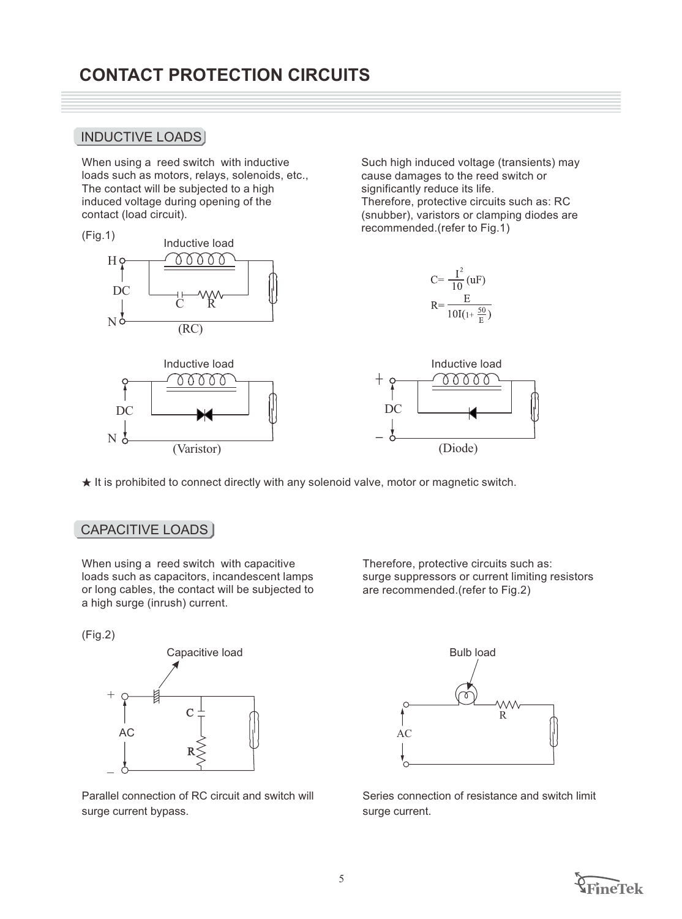# CONTACT PROTECTION CIRCUITS

## INDUCTIVE LOADS

When using a reed switch with inductive loads such as motors, relays, solenoids, etc., The contact will be subjected to a high induced voltage during opening of the contact (load circuit).

Such high induced voltage (transients) may cause damages to the reed switch or significantly reduce its life.
Therefore, protective circuits such as: RC (snubber), varistors or clamping diodes are recommended.(refer to Fig.1)

(Fig.1)

$$C=\frac{I^2}{10}(\text{uF})$$

$$R=\frac{E}{10I(1+\frac{50}{E})}$$

(RC)

(Varistor)

(Diode)

★ It is prohibited to connect directly with any solenoid valve, motor or magnetic switch.

## CAPACITIVE LOADS

When using a reed switch with capacitive loads such as capacitors, incandescent lamps or long cables, the contact will be subjected to a high surge (inrush) current.

Therefore, protective circuits such as: surge suppressors or current limiting resistors are recommended.(refer to Fig.2)

(Fig.2)

Parallel connection of RC circuit and switch will surge current bypass.

Series connection of resistance and switch limit surge current.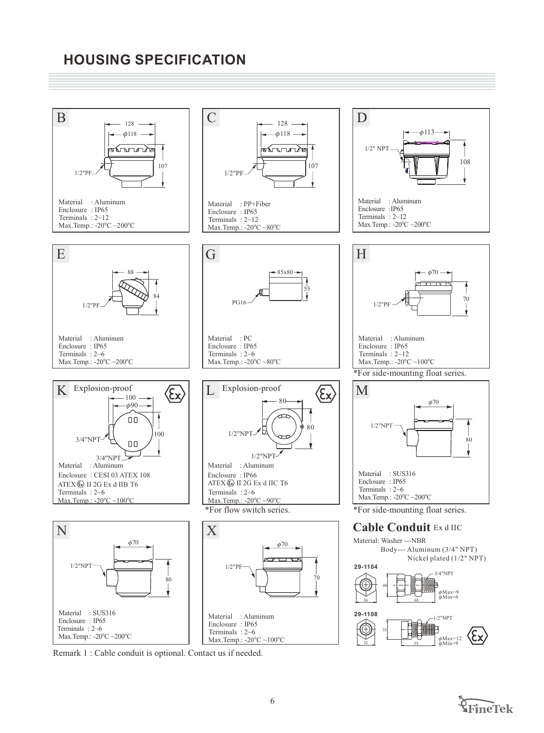# HOUSING SPECIFICATION

## B

128 / $\phi$118 / 107 / 1/2"PF

Material : Aluminum
Enclosure : IP65
Terminals : 2~12
Max.Temp.: -20℃ ~200℃

## C

128 / $\phi$118 / 107 / 1/2"PF

Material : PP+Fiber
Enclosure : IP65
Terminals : 2~12
Max.Temp.: -20℃ ~80℃

## D

$\phi$113 / 1/2" NPT / 108

Material : Aluminum
Enclosure :IP65
Terminals : 2~12
Max.Temp.: -20℃ ~200℃

## E

88 / 84 / 1/2"PF

Material : Aluminum
Enclosure : IP65
Terminals : 2~6
Max.Temp.: -20℃ ~200℃

## G

85x80 / 55 / PG16

Material : PC
Enclosure : IP65
Terminals : 2~6
Max.Temp.: -20℃ ~80℃

## H

$\phi$70 / 70 / 1/2"PF

Material : Aluminum
Enclosure : IP65
Terminals : 2~12
Max.Temp.: -20℃ ~100℃

*For side-mounting float series.

## K Explosion-proof

100 / $\phi$90 / 100 / 3/4"NPT / 3/4"NPT

Material : Aluminum
Enclosure : CESI 03 ATEX 108
ATEX Ex II 2G Ex d IIB T6
Terminals : 2~6
Max.Temp.: -20℃ ~100℃

## L Explosion-proof

80 / 80 / 1/2"NPT / 1/2"NPT

Material : Aluminum
Enclosure : IP66
ATEX Ex II 2G Ex d IIC T6
Terminals : 2~6
Max.Temp.: -20℃ ~90℃

*For flow switch series.

## M

$\phi$70 / 1/2"NPT / 80

Material : SUS316
Enclosure : IP65
Terminals : 2~6
Max.Temp.: -20℃ ~200℃

*For side-mounting float series.

## N

$\phi$70 / 1/2"NPT / 80

Material : SUS316
Enclosure : IP65
Terminals : 2~6
Max.Temp.: -20℃ ~200℃

## X

$\phi$70 / 1/2"PF / 70

Material : Aluminum
Enclosure : IP65
Terminals : 2~6
Max.Temp.: -20℃ ~100℃

## Cable Conduit Ex d IIC

Material: Washer ---NBR
Body--- Aluminum (3/4" NPT)
Nickel plated (1/2" NPT)

**29-1104**

3/4"NPT / 40 / 36 / 68 / $\phi$Max=9 / $\phi$Min=6

**29-1108**

1/2"NPT / 35 / 32 / 55 / $\phi$Max=12 / $\phi$Min=9

Remark 1 : Cable conduit is optional. Contact us if needed.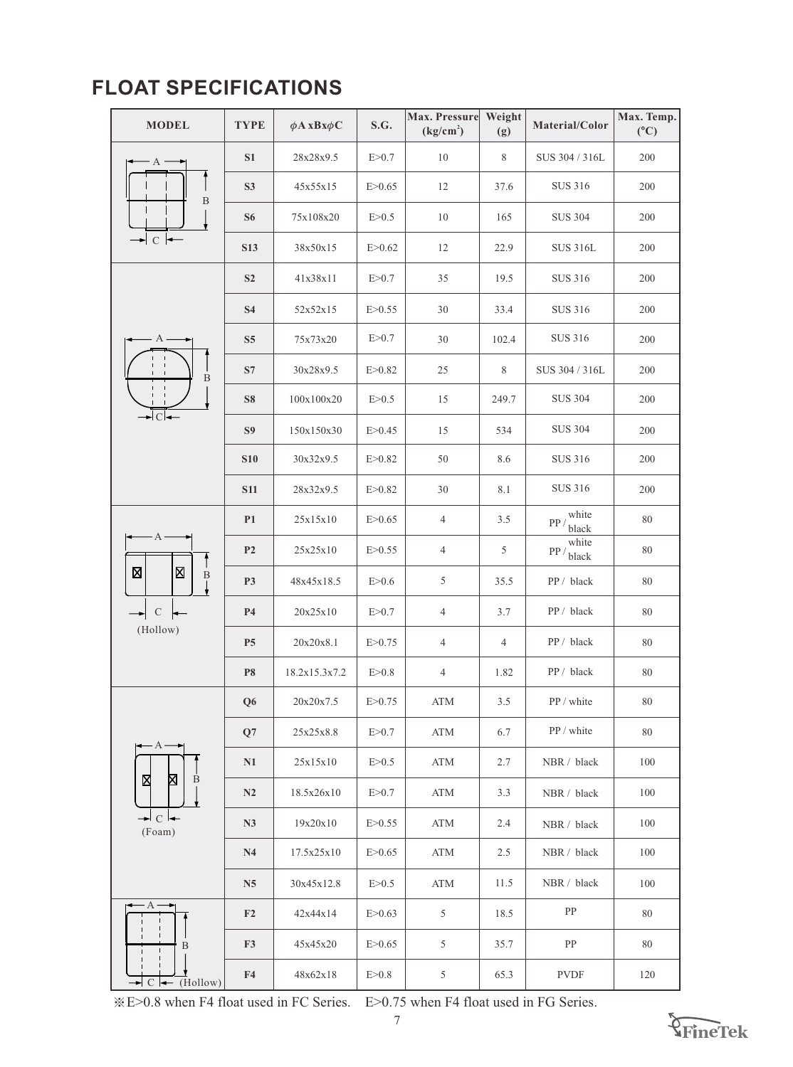## FLOAT SPECIFICATIONS

| MODEL | TYPE | $\phi$A xBx$\phi$C | S.G. | Max. Pressure (kg/cm$^2$) | Weight (g) | Material/Color | Max. Temp. (°C) |
|---|---|---|---|---|---|---|---|
| | S1 | 28x28x9.5 | E>0.7 | 10 | 8 | SUS 304 / 316L | 200 |
| | S3 | 45x55x15 | E>0.65 | 12 | 37.6 | SUS 316 | 200 |
| | S6 | 75x108x20 | E>0.5 | 10 | 165 | SUS 304 | 200 |
| | S13 | 38x50x15 | E>0.62 | 12 | 22.9 | SUS 316L | 200 |
| | S2 | 41x38x11 | E>0.7 | 35 | 19.5 | SUS 316 | 200 |
| | S4 | 52x52x15 | E>0.55 | 30 | 33.4 | SUS 316 | 200 |
| | S5 | 75x73x20 | E>0.7 | 30 | 102.4 | SUS 316 | 200 |
| | S7 | 30x28x9.5 | E>0.82 | 25 | 8 | SUS 304 / 316L | 200 |
| | S8 | 100x100x20 | E>0.5 | 15 | 249.7 | SUS 304 | 200 |
| | S9 | 150x150x30 | E>0.45 | 15 | 534 | SUS 304 | 200 |
| | S10 | 30x32x9.5 | E>0.82 | 50 | 8.6 | SUS 316 | 200 |
| | S11 | 28x32x9.5 | E>0.82 | 30 | 8.1 | SUS 316 | 200 |
| (Hollow) | P1 | 25x15x10 | E>0.65 | 4 | 3.5 | PP / white, black | 80 |
| | P2 | 25x25x10 | E>0.55 | 4 | 5 | PP / white, black | 80 |
| | P3 | 48x45x18.5 | E>0.6 | 5 | 35.5 | PP / black | 80 |
| | P4 | 20x25x10 | E>0.7 | 4 | 3.7 | PP / black | 80 |
| | P5 | 20x20x8.1 | E>0.75 | 4 | 4 | PP / black | 80 |
| | P8 | 18.2x15.3x7.2 | E>0.8 | 4 | 1.82 | PP / black | 80 |
| (Foam) | Q6 | 20x20x7.5 | E>0.75 | ATM | 3.5 | PP / white | 80 |
| | Q7 | 25x25x8.8 | E>0.7 | ATM | 6.7 | PP / white | 80 |
| | N1 | 25x15x10 | E>0.5 | ATM | 2.7 | NBR / black | 100 |
| | N2 | 18.5x26x10 | E>0.7 | ATM | 3.3 | NBR / black | 100 |
| | N3 | 19x20x10 | E>0.55 | ATM | 2.4 | NBR / black | 100 |
| | N4 | 17.5x25x10 | E>0.65 | ATM | 2.5 | NBR / black | 100 |
| | N5 | 30x45x12.8 | E>0.5 | ATM | 11.5 | NBR / black | 100 |
| (Hollow) | F2 | 42x44x14 | E>0.63 | 5 | 18.5 | PP | 80 |
| | F3 | 45x45x20 | E>0.65 | 5 | 35.7 | PP | 80 |
| | F4 | 48x62x18 | E>0.8 | 5 | 65.3 | PVDF | 120 |

※E>0.8 when F4 float used in FC Series. E>0.75 when F4 float used in FG Series.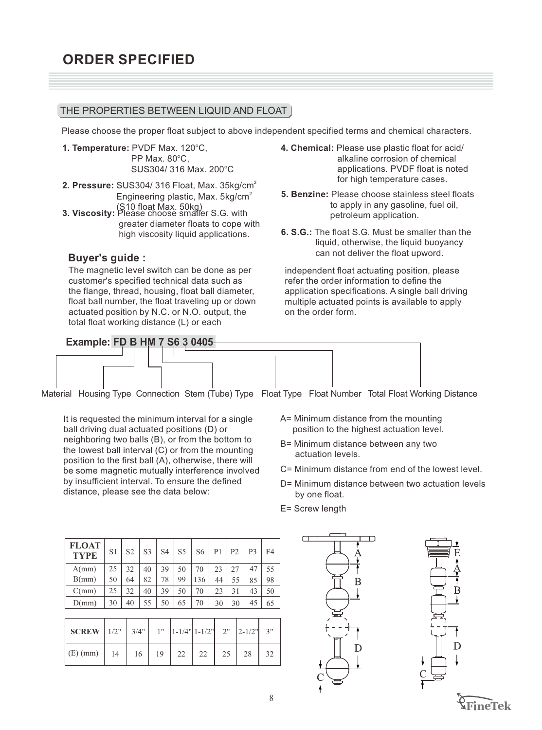# ORDER SPECIFIED

## THE PROPERTIES BETWEEN LIQUID AND FLOAT

Please choose the proper float subject to above independent specified terms and chemical characters.

**1. Temperature:** PVDF Max. 120°C,
PP Max. 80°C,
SUS304/ 316 Max. 200°C

**2. Pressure:** SUS304/ 316 Float, Max. 35kg/cm$^2$
Engineering plastic, Max. 5kg/cm$^2$
(S10 float Max. 50kg)

**3. Viscosity:** Please choose smaller S.G. with greater diameter floats to cope with high viscosity liquid applications.

**4. Chemical:** Please use plastic float for acid/ alkaline corrosion of chemical applications. PVDF float is noted for high temperature cases.

**5. Benzine:** Please choose stainless steel floats to apply in any gasoline, fuel oil, petroleum application.

**6. S.G.:** The float S.G. Must be smaller than the liquid, otherwise, the liquid buoyancy can not deliver the float upword.

### Buyer's guide :

The magnetic level switch can be done as per customer's specified technical data such as the flange, thread, housing, float ball diameter, float ball number, the float traveling up or down actuated position by N.C. or N.O. output, the total float working distance (L) or each independent float actuating position, please refer the order information to define the application specifications. A single ball driving multiple actuated points is available to apply on the order form.

**Example: FD B HM 7 S6 3 0405**

Material | Housing Type | Connection | Stem (Tube) Type | Float Type | Float Number | Total Float Working Distance

It is requested the minimum interval for a single ball driving dual actuated positions (D) or neighboring two balls (B), or from the bottom to the lowest ball interval (C) or from the mounting position to the first ball (A), otherwise, there will be some magnetic mutually interference involved by insufficient interval. To ensure the defined distance, please see the data below:

A= Minimum distance from the mounting position to the highest actuation level.

B= Minimum distance between any two actuation levels.

C= Minimum distance from end of the lowest level.

D= Minimum distance between two actuation levels by one float.

E= Screw length

| FLOAT TYPE | S1 | S2 | S3 | S4 | S5 | S6 | P1 | P2 | P3 | F4 |
|---|---|---|---|---|---|---|---|---|---|---|
| A(mm) | 25 | 32 | 40 | 39 | 50 | 70 | 23 | 27 | 47 | 55 |
| B(mm) | 50 | 64 | 82 | 78 | 99 | 136 | 44 | 55 | 85 | 98 |
| C(mm) | 25 | 32 | 40 | 39 | 50 | 70 | 23 | 31 | 43 | 50 |
| D(mm) | 30 | 40 | 55 | 50 | 65 | 70 | 30 | 30 | 45 | 65 |

| SCREW | 1/2" | 3/4" | 1" | 1-1/4" | 1-1/2" | 2" | 2-1/2" | 3" |
|---|---|---|---|---|---|---|---|---|
| (E) (mm) | 14 | 16 | 19 | 22 | 22 | 25 | 28 | 32 |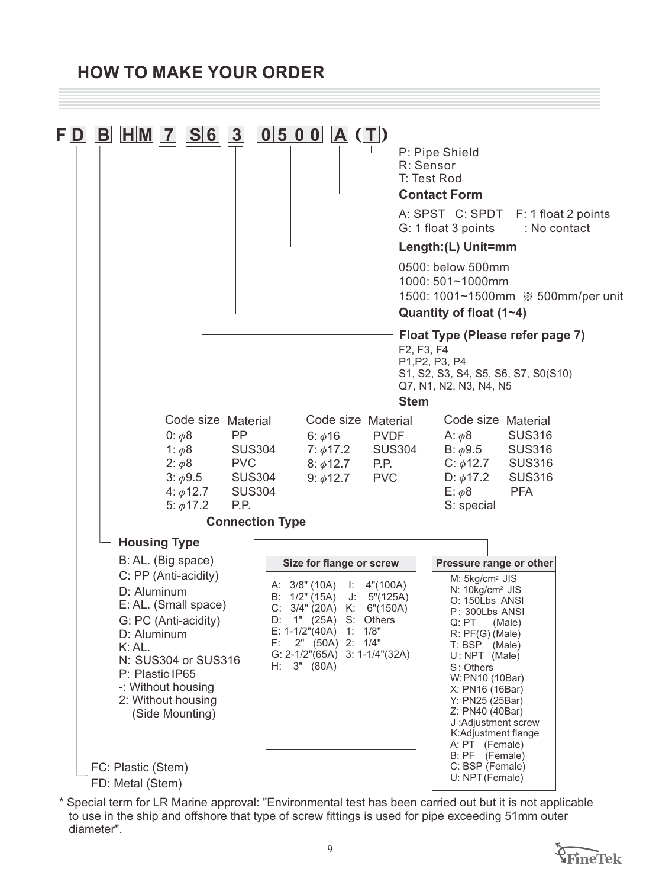## HOW TO MAKE YOUR ORDER

**F D B HM 7 S6 3 0500 A (T)**

**( T ) — Accessory**

- P: Pipe Shield
- R: Sensor
- T: Test Rod

**Contact Form**

- A: SPST
- C: SPDT
- F: 1 float 2 points
- G: 1 float 3 points
- —: No contact

**Length:(L) Unit=mm**

- 0500: below 500mm
- 1000: 501~1000mm
- 1500: 1001~1500mm ※ 500mm/per unit

**Quantity of float (1~4)**

**Float Type (Please refer page 7)**

- F2, F3, F4
- P1,P2, P3, P4
- S1, S2, S3, S4, S5, S6, S7, S0(S10)
- Q7, N1, N2, N3, N4, N5

**Stem**

| Code size | Material | Code size | Material | Code size | Material |
|---|---|---|---|---|---|
| 0: ϕ8 | PP | 6: ϕ16 | PVDF | A: ϕ8 | SUS316 |
| 1: ϕ8 | SUS304 | 7: ϕ17.2 | SUS304 | B: ϕ9.5 | SUS316 |
| 2: ϕ8 | PVC | 8: ϕ12.7 | P.P. | C: ϕ12.7 | SUS316 |
| 3: ϕ9.5 | SUS304 | 9: ϕ12.7 | PVC | D: ϕ17.2 | SUS316 |
| 4: ϕ12.7 | SUS304 | | | E: ϕ8 | PFA |
| 5: ϕ17.2 | P.P. | | | S: special | |

**Connection Type**

| Size for flange or screw | | Pressure range or other |
|---|---|---|
| A: 3/8" (10A) | I: 4"(100A) | M: 5kg/cm² JIS |
| B: 1/2" (15A) | J: 5"(125A) | N: 10kg/cm² JIS |
| C: 3/4" (20A) | K: 6"(150A) | O: 150Lbs ANSI |
| D: 1" (25A) | S: Others | P: 300Lbs ANSI |
| E: 1-1/2"(40A) | 1: 1/8" | Q: PT (Male) |
| F: 2" (50A) | 2: 1/4" | R: PF(G) (Male) |
| G: 2-1/2"(65A) | 3: 1-1/4"(32A) | T: BSP (Male) |
| H: 3" (80A) | | U: NPT (Male) |
| | | S: Others |
| | | W: PN10 (10Bar) |
| | | X: PN16 (16Bar) |
| | | Y: PN25 (25Bar) |
| | | Z: PN40 (40Bar) |
| | | J :Adjustment screw |
| | | K:Adjustment flange |
| | | A: PT (Female) |
| | | B: PF (Female) |
| | | C: BSP (Female) |
| | | U: NPT (Female) |

**Housing Type**

- B: AL. (Big space)
- C: PP (Anti-acidity)
- D: Aluminum
- E: AL. (Small space)
- G: PC (Anti-acidity)
- D: Aluminum
- K: AL.
- N: SUS304 or SUS316
- P: Plastic IP65
- -: Without housing
- 2: Without housing (Side Mounting)

**Stem type**

- FC: Plastic (Stem)
- FD: Metal (Stem)

\* Special term for LR Marine approval: "Environmental test has been carried out but it is not applicable to use in the ship and offshore that type of screw fittings is used for pipe exceeding 51mm outer diameter".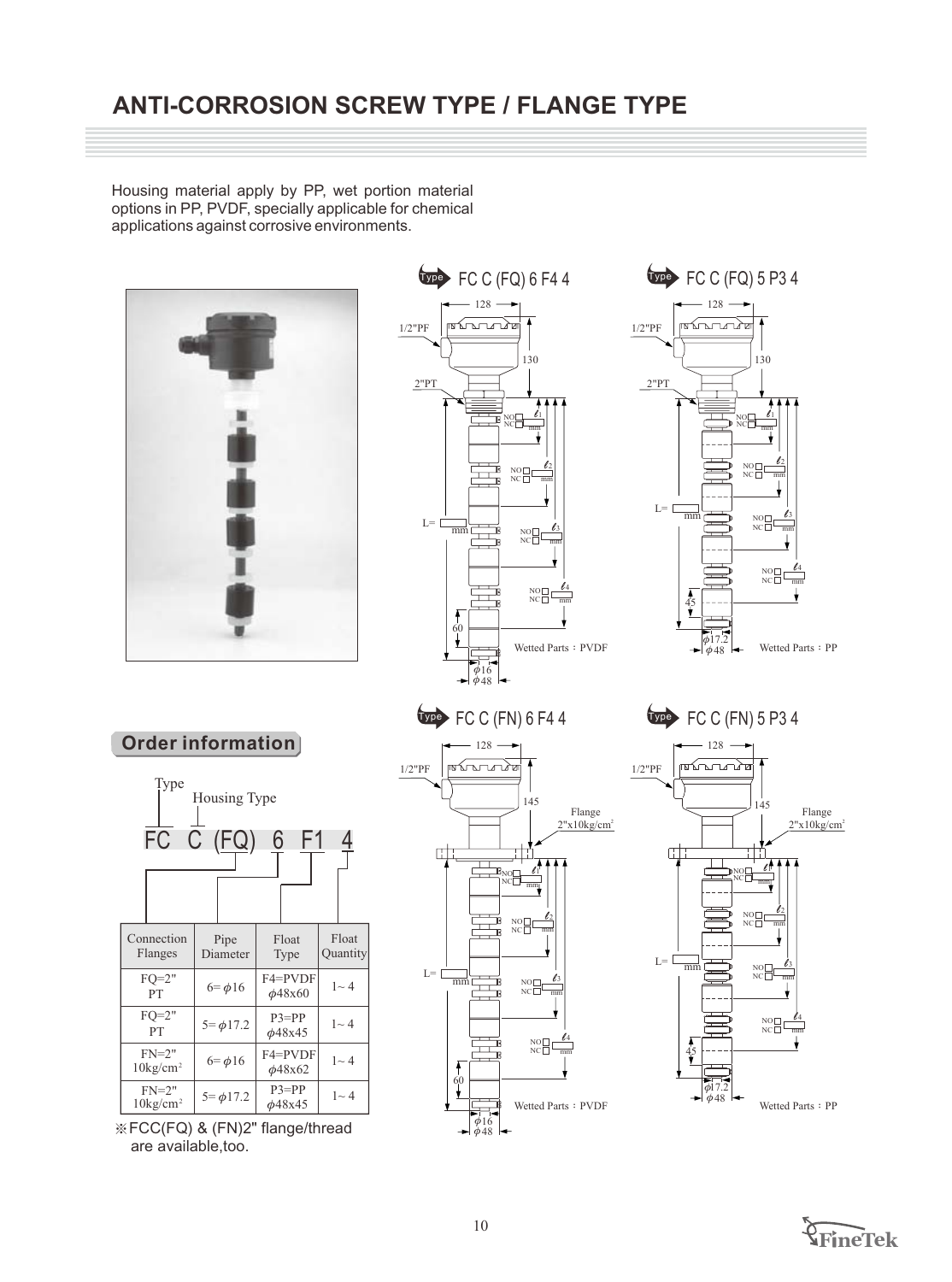# ANTI-CORROSION SCREW TYPE / FLANGE TYPE

Housing material apply by PP, wet portion material options in PP, PVDF, specially applicable for chemical applications against corrosive environments.

Type FC C (FQ) 6 F4 4

Type FC C (FQ) 5 P3 4

Type FC C (FN) 6 F4 4

Type FC C (FN) 5 P3 4

## Order information

Type / Housing Type

FC C (FQ) 6 F1 4

| Connection Flanges | Pipe Diameter | Float Type | Float Quantity |
|---|---|---|---|
| FQ=2" PT | 6= $\phi$16 | F4=PVDF $\phi$48x60 | 1~ 4 |
| FQ=2" PT | 5= $\phi$17.2 | P3=PP $\phi$48x45 | 1~ 4 |
| FN=2" 10kg/cm² | 6= $\phi$16 | F4=PVDF $\phi$48x62 | 1~ 4 |
| FN=2" 10kg/cm² | 5= $\phi$17.2 | P3=PP $\phi$48x45 | 1~ 4 |

※FCC(FQ) & (FN)2" flange/thread are available,too.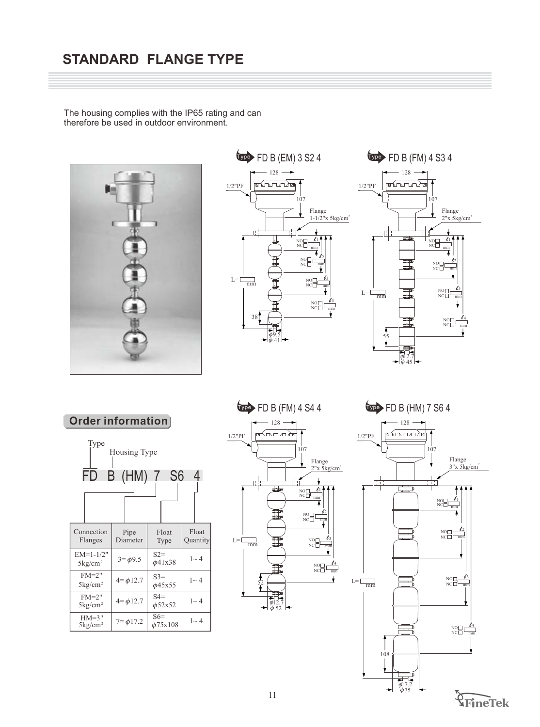# STANDARD FLANGE TYPE

The housing complies with the IP65 rating and can therefore be used in outdoor environment.

Type FD B (EM) 3 S2 4

Type FD B (FM) 4 S3 4

Type FD B (FM) 4 S4 4

Type FD B (HM) 7 S6 4

## Order information

Type
Housing Type

FD B (HM) 7 S6 4

| Connection Flanges | Pipe Diameter | Float Type | Float Quantity |
|---|---|---|---|
| EM=1-1/2" 5kg/cm² | 3= φ9.5 | S2= φ41x38 | 1~ 4 |
| FM=2" 5kg/cm² | 4= φ12.7 | S3= φ45x55 | 1~ 4 |
| FM=2" 5kg/cm² | 4= φ12.7 | S4= φ52x52 | 1~ 4 |
| HM=3" 5kg/cm² | 7= φ17.2 | S6= φ75x108 | 1~ 4 |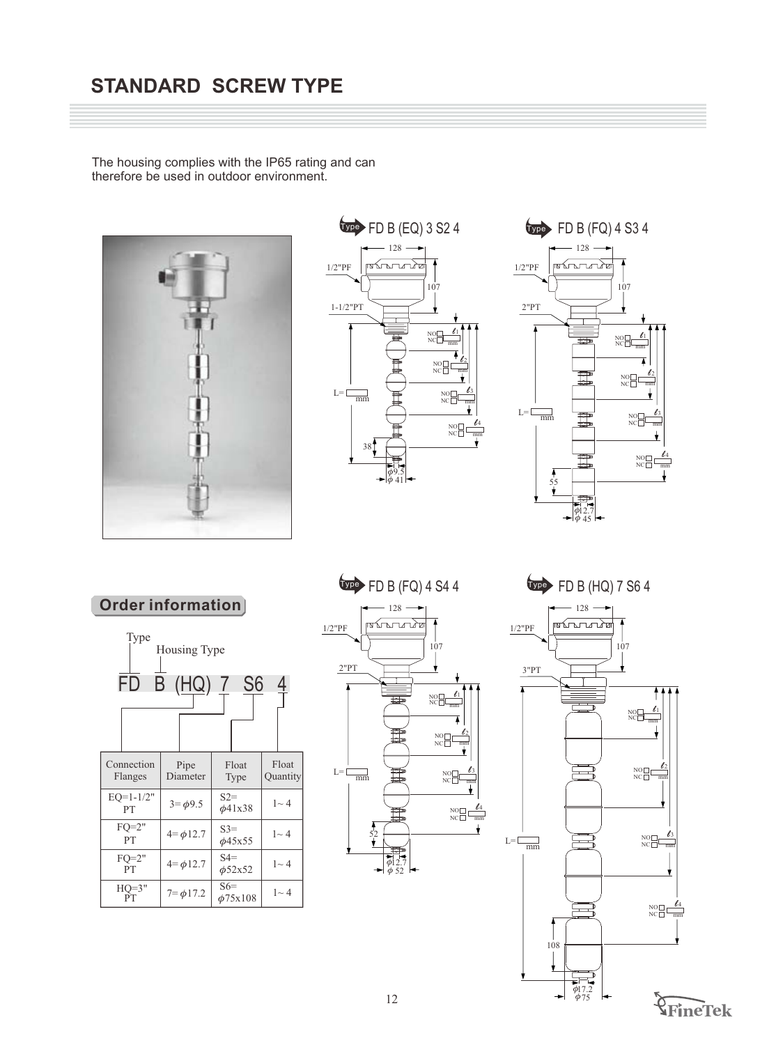# STANDARD SCREW TYPE

The housing complies with the IP65 rating and can therefore be used in outdoor environment.

Type FD B (EQ) 3 S2 4

Type FD B (FQ) 4 S3 4

Type FD B (FQ) 4 S4 4

Type FD B (HQ) 7 S6 4

## Order information

Type
Housing Type

FD B (HQ) 7 S6 4

| Connection Flanges | Pipe Diameter | Float Type | Float Quantity |
|---|---|---|---|
| EQ=1-1/2" PT | 3= φ9.5 | S2= φ41x38 | 1~ 4 |
| FQ=2" PT | 4= φ12.7 | S3= φ45x55 | 1~ 4 |
| FQ=2" PT | 4= φ12.7 | S4= φ52x52 | 1~ 4 |
| HQ=3" PT | 7= φ17.2 | S6= φ75x108 | 1~ 4 |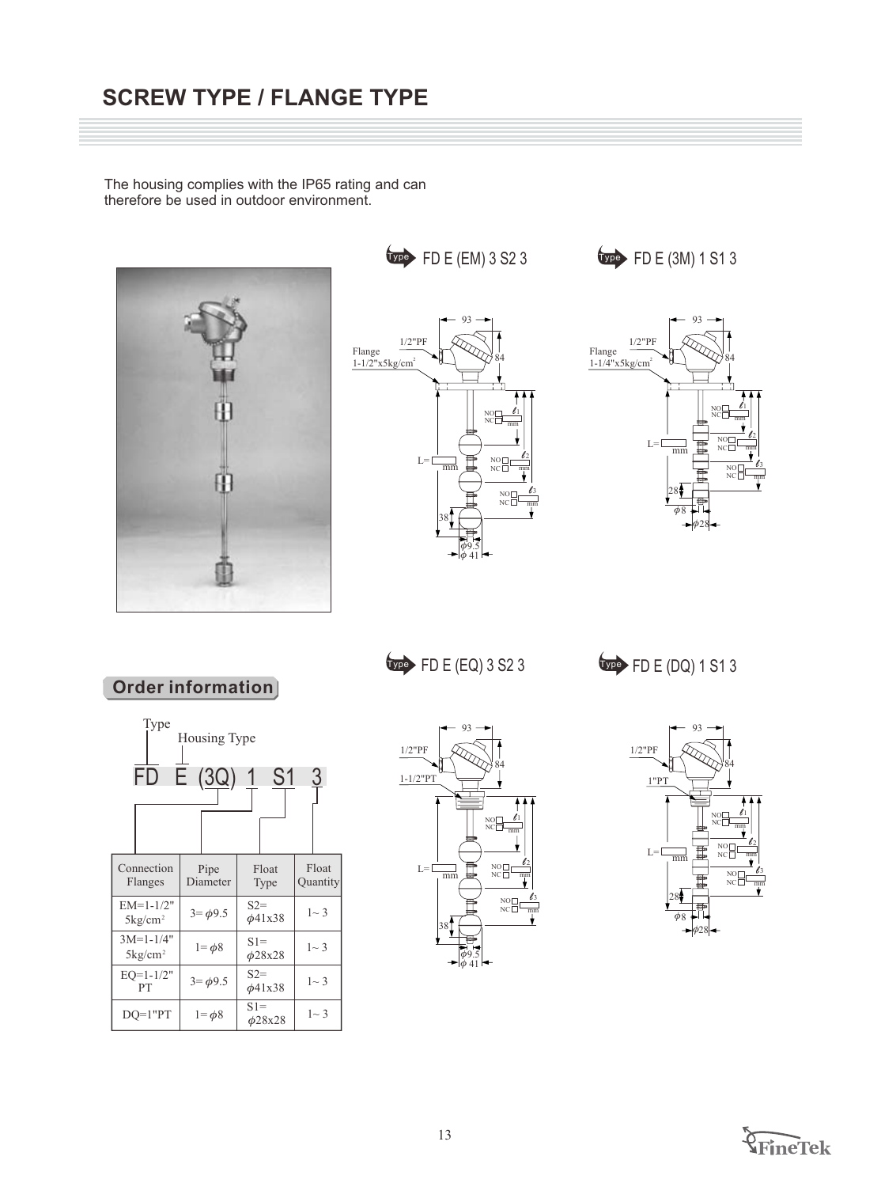# SCREW TYPE / FLANGE TYPE

The housing complies with the IP65 rating and can therefore be used in outdoor environment.

Type FD E (EM) 3 S2 3

Type FD E (3M) 1 S1 3

Type FD E (EQ) 3 S2 3

Type FD E (DQ) 1 S1 3

## Order information

Type / Housing Type

FD E (3Q) 1 S1 3

| Connection Flanges | Pipe Diameter | Float Type | Float Quantity |
|---|---|---|---|
| EM=1-1/2" 5kg/cm² | 3= $\phi$9.5 | S2= $\phi$41x38 | 1~ 3 |
| 3M=1-1/4" 5kg/cm² | 1= $\phi$8 | S1= $\phi$28x28 | 1~ 3 |
| EQ=1-1/2" PT | 3= $\phi$9.5 | S2= $\phi$41x38 | 1~ 3 |
| DQ=1"PT | 1= $\phi$8 | S1= $\phi$28x28 | 1~ 3 |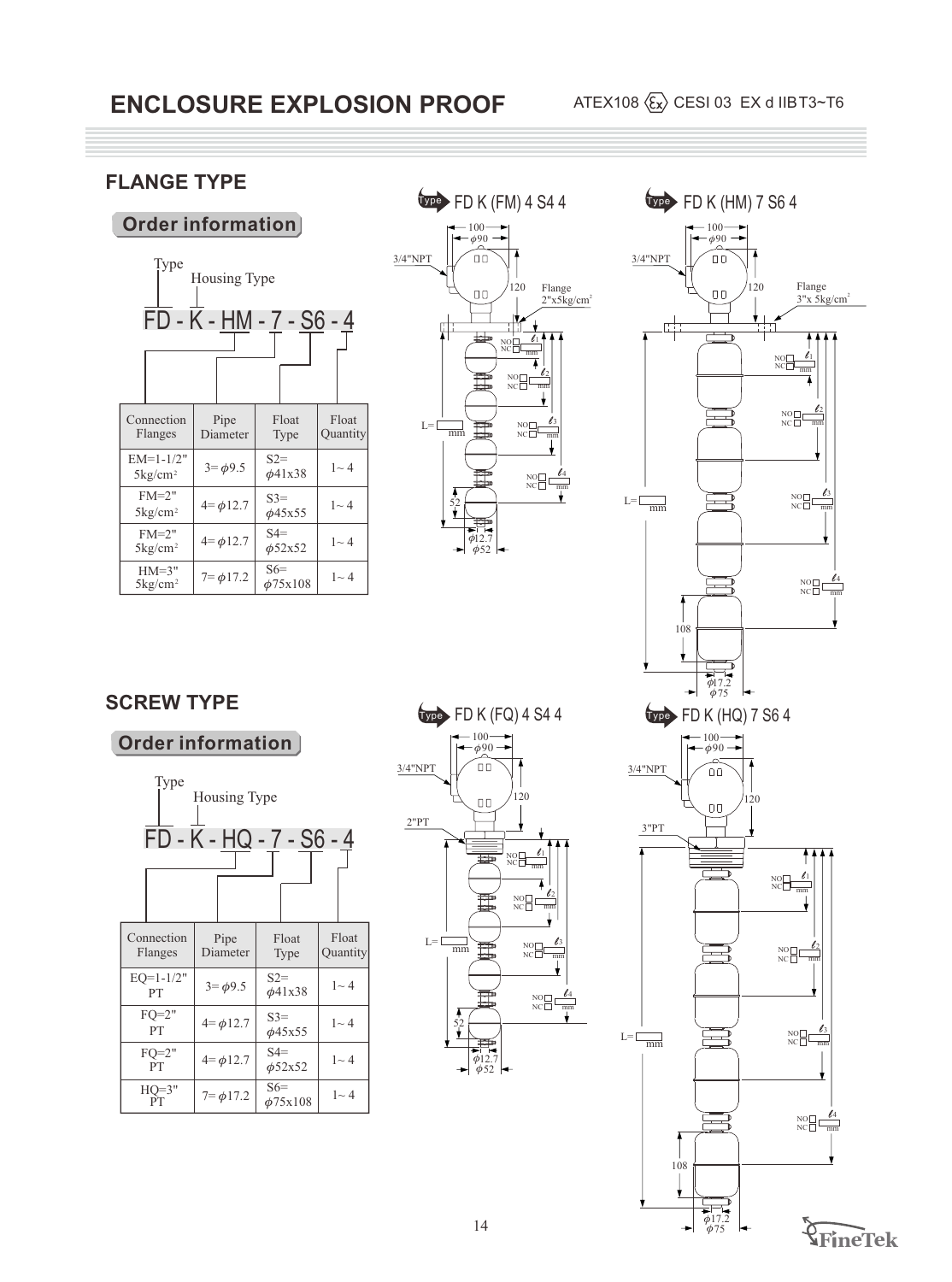# ENCLOSURE EXPLOSION PROOF

ATEX108 Ex CESI 03 EX d IIBT3~T6

## FLANGE TYPE

### Order information

Type
Housing Type

FD - K - HM - 7 - S6 - 4

| Connection Flanges | Pipe Diameter | Float Type | Float Quantity |
|---|---|---|---|
| EM=1-1/2" 5kg/cm² | 3= φ9.5 | S2= φ41x38 | 1~ 4 |
| FM=2" 5kg/cm² | 4= φ12.7 | S3= φ45x55 | 1~ 4 |
| FM=2" 5kg/cm² | 4= φ12.7 | S4= φ52x52 | 1~ 4 |
| HM=3" 5kg/cm² | 7= φ17.2 | S6= φ75x108 | 1~ 4 |

Type FD K (FM) 4 S4 4

100, φ90, 3/4"NPT, 120, Flange 2"x5kg/cm², NO/NC $\ell_1$ mm, NO/NC $\ell_2$ mm, NO/NC $\ell_3$ mm, NO/NC $\ell_4$ mm, L= mm, 52, φ12.7, φ52

Type FD K (HM) 7 S6 4

100, φ90, 3/4"NPT, 120, Flange 3"x 5kg/cm², NO/NC $\ell_1$ mm, NO/NC $\ell_2$ mm, NO/NC $\ell_3$ mm, NO/NC $\ell_4$ mm, L= mm, 108, φ17.2, φ75

## SCREW TYPE

### Order information

Type
Housing Type

FD - K - HQ - 7 - S6 - 4

| Connection Flanges | Pipe Diameter | Float Type | Float Quantity |
|---|---|---|---|
| EQ=1-1/2" PT | 3= φ9.5 | S2= φ41x38 | 1~ 4 |
| FQ=2" PT | 4= φ12.7 | S3= φ45x55 | 1~ 4 |
| FQ=2" PT | 4= φ12.7 | S4= φ52x52 | 1~ 4 |
| HQ=3" PT | 7= φ17.2 | S6= φ75x108 | 1~ 4 |

Type FD K (FQ) 4 S4 4

100, φ90, 3/4"NPT, 120, 2"PT, NO/NC $\ell_1$ mm, NO/NC $\ell_2$ mm, NO/NC $\ell_3$ mm, NO/NC $\ell_4$ mm, L= mm, 52, φ12.7, φ52

Type FD K (HQ) 7 S6 4

100, φ90, 3/4"NPT, 120, 3"PT, NO/NC $\ell_1$ mm, NO/NC $\ell_2$ mm, NO/NC $\ell_3$ mm, NO/NC $\ell_4$ mm, L= mm, 108, φ17.2, φ75

FineTek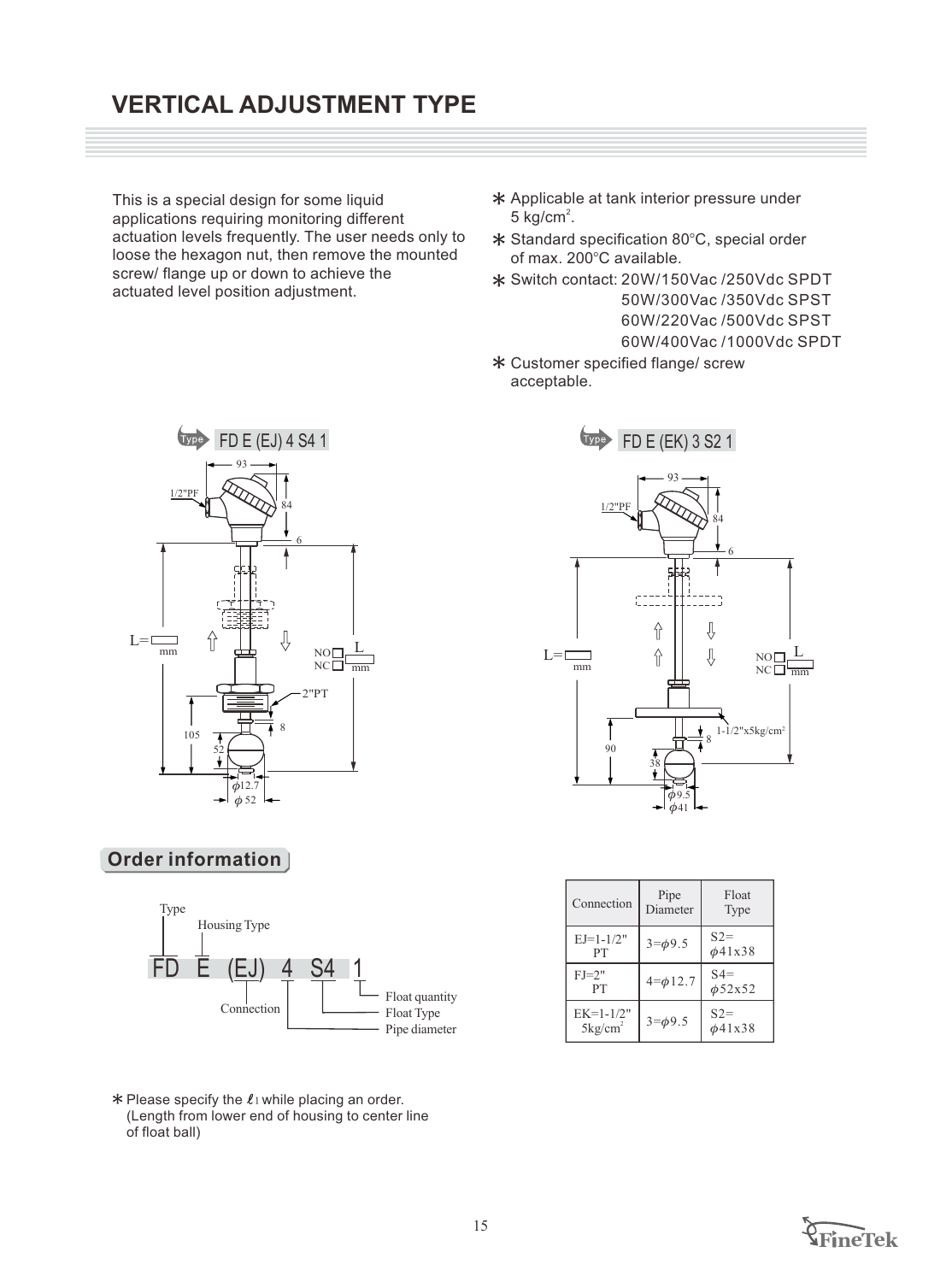# VERTICAL ADJUSTMENT TYPE

This is a special design for some liquid applications requiring monitoring different actuation levels frequently. The user needs only to loose the hexagon nut, then remove the mounted screw/ flange up or down to achieve the actuated level position adjustment.

* Applicable at tank interior pressure under 5 kg/cm$^2$.
* Standard specification 80°C, special order of max. 200°C available.
* Switch contact: 20W/150Vac /250Vdc SPDT
  50W/300Vac /350Vdc SPST
  60W/220Vac /500Vdc SPST
  60W/400Vac /1000Vdc SPDT
* Customer specified flange/ screw acceptable.

Type FD E (EJ) 4 S4 1

Type FD E (EK) 3 S2 1

## Order information

FD E (EJ) 4 S4 1

- FD: Type
- E: Housing Type
- (EJ): Connection
- 4: Pipe diameter
- S4: Float Type
- 1: Float quantity

| Connection | Pipe Diameter | Float Type |
|---|---|---|
| EJ=1-1/2" PT | 3=$\phi$9.5 | S2= $\phi$41x38 |
| FJ=2" PT | 4=$\phi$12.7 | S4= $\phi$52x52 |
| EK=1-1/2" 5kg/cm$^2$ | 3=$\phi$9.5 | S2= $\phi$41x38 |

* Please specify the $\ell_1$ while placing an order. (Length from lower end of housing to center line of float ball)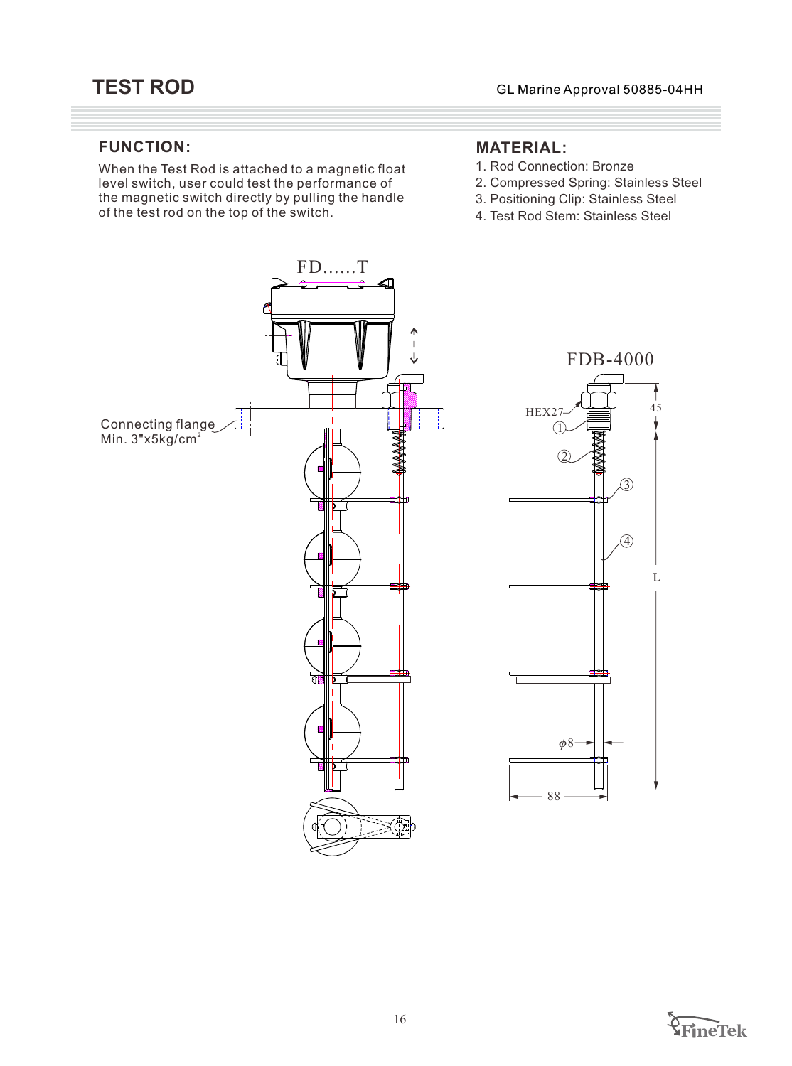# TEST ROD

GL Marine Approval 50885-04HH

## FUNCTION:

When the Test Rod is attached to a magnetic float level switch, user could test the performance of the magnetic switch directly by pulling the handle of the test rod on the top of the switch.

## MATERIAL:

1. Rod Connection: Bronze
2. Compressed Spring: Stainless Steel
3. Positioning Clip: Stainless Steel
4. Test Rod Stem: Stainless Steel

FD......T

Connecting flange
Min. 3"x5kg/cm$^2$

FDB-4000

HEX27

45

L

$\phi$8

88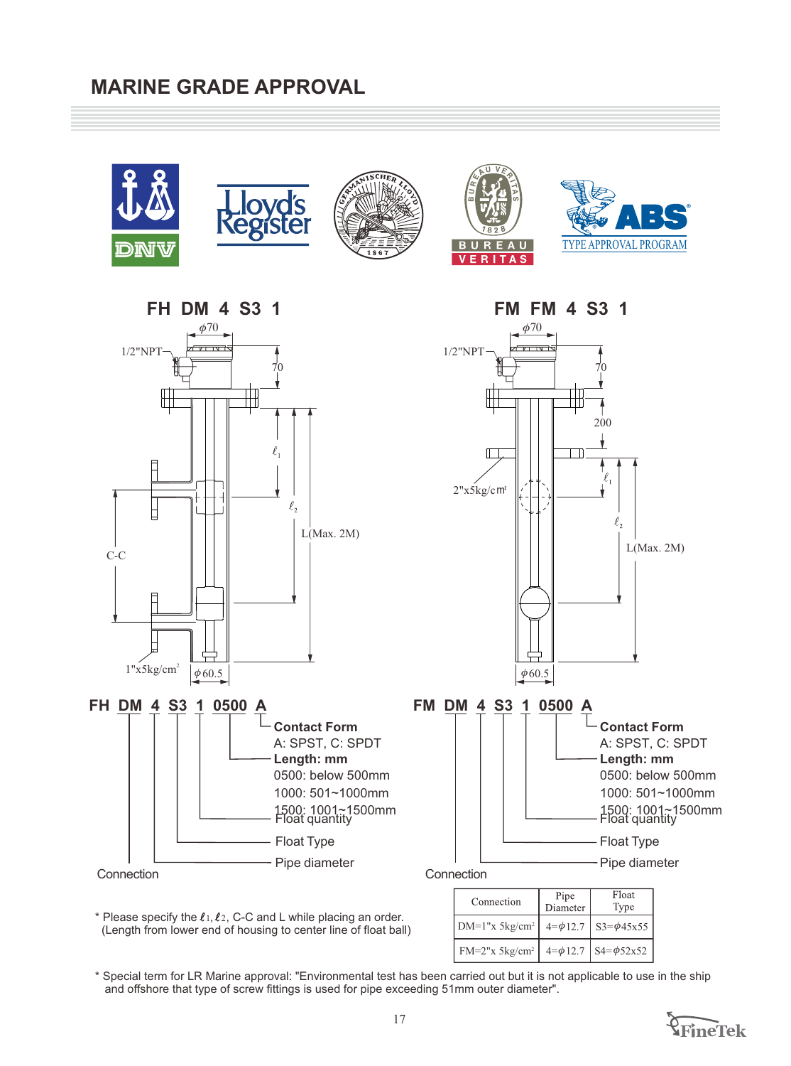# MARINE GRADE APPROVAL

DNV | Lloyd's Register | Germanischer Lloyd 1867 | Bureau Veritas 1828 | ABS TYPE APPROVAL PROGRAM

## FH DM 4 S3 1

φ70, 1/2"NPT, 70, $\ell_1$, $\ell_2$, L(Max. 2M), C-C, 1"x5kg/cm², φ60.5

## FM FM 4 S3 1

φ70, 1/2"NPT, 70, 200, 2"x5kg/cm², $\ell_1$, $\ell_2$, L(Max. 2M), φ60.5

**FH DM 4 S3 1 0500 A**

- Contact Form: A: SPST, C: SPDT
- Length: mm
  - 0500: below 500mm
  - 1000: 501~1000mm
  - 1500: 1001~1500mm
- Float quantity
- Float Type
- Pipe diameter
- Connection

**FM DM 4 S3 1 0500 A**

- Contact Form: A: SPST, C: SPDT
- Length: mm
  - 0500: below 500mm
  - 1000: 501~1000mm
  - 1500: 1001~1500mm
- Float quantity
- Float Type
- Pipe diameter
- Connection

| Connection | Pipe Diameter | Float Type |
|---|---|---|
| DM=1"x 5kg/cm² | 4=φ12.7 | S3=φ45x55 |
| FM=2"x 5kg/cm² | 4=φ12.7 | S4=φ52x52 |

\* Please specify the $\ell_1$, $\ell_2$, C-C and L while placing an order. (Length from lower end of housing to center line of float ball)

\* Special term for LR Marine approval: "Environmental test has been carried out but it is not applicable to use in the ship and offshore that type of screw fittings is used for pipe exceeding 51mm outer diameter".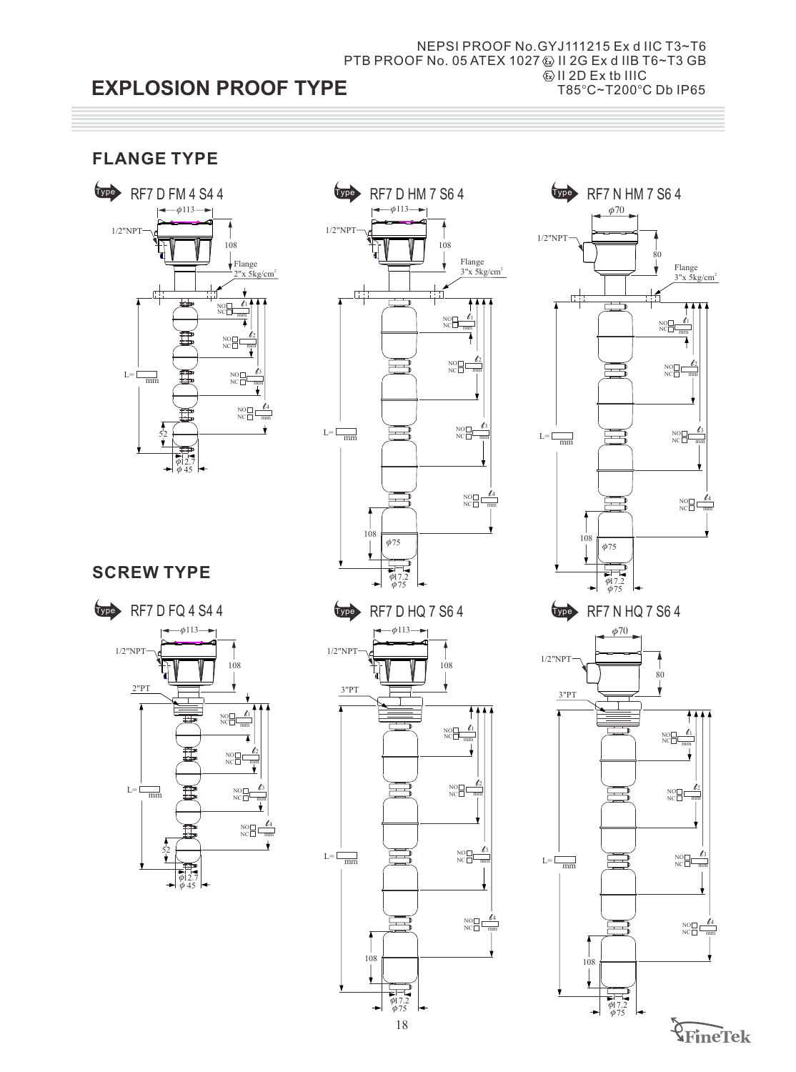# EXPLOSION PROOF TYPE

NEPSI PROOF No.GYJ111215 Ex d IIC T3~T6
PTB PROOF No. 05 ATEX 1027 Ⓔx II 2G Ex d IIB T6~T3 GB
Ⓔx II 2D Ex tb IIIC
T85°C~T200°C Db IP65

## FLANGE TYPE

**Type** RF7 D FM 4 S4 4

φ113, 1/2"NPT, 108, Flange 2"x 5kg/cm², L= mm, NO/NC $\ell_1$ mm, $\ell_2$ mm, $\ell_3$ mm, $\ell_4$ mm, 52, φ12.7, φ 45

**Type** RF7 D HM 7 S6 4

φ113, 1/2"NPT, 108, Flange 3"x 5kg/cm², L= mm, NO/NC $\ell_1$ mm, $\ell_2$ mm, $\ell_3$ mm, $\ell_4$ mm, 108, φ75, φ17.2, φ75

**Type** RF7 N HM 7 S6 4

φ70, 1/2"NPT, 80, Flange 3"x 5kg/cm², L= mm, NO/NC $\ell_1$ mm, $\ell_2$ mm, $\ell_3$ mm, $\ell_4$ mm, 108, φ75, φ17.2, φ75

## SCREW TYPE

**Type** RF7 D FQ 4 S4 4

φ113, 1/2"NPT, 108, 2"PT, L= mm, NO/NC $\ell_1$ mm, $\ell_2$ mm, $\ell_3$ mm, $\ell_4$ mm, 52, φ12.7, φ 45

**Type** RF7 D HQ 7 S6 4

φ113, 1/2"NPT, 108, 3"PT, L= mm, NO/NC $\ell_1$ mm, $\ell_2$ mm, $\ell_3$ mm, $\ell_4$ mm, 108, φ17.2, φ75

**Type** RF7 N HQ 7 S6 4

φ70, 1/2"NPT, 80, 3"PT, L= mm, NO/NC $\ell_1$ mm, $\ell_2$ mm, $\ell_3$ mm, $\ell_4$ mm, 108, φ17.2, φ75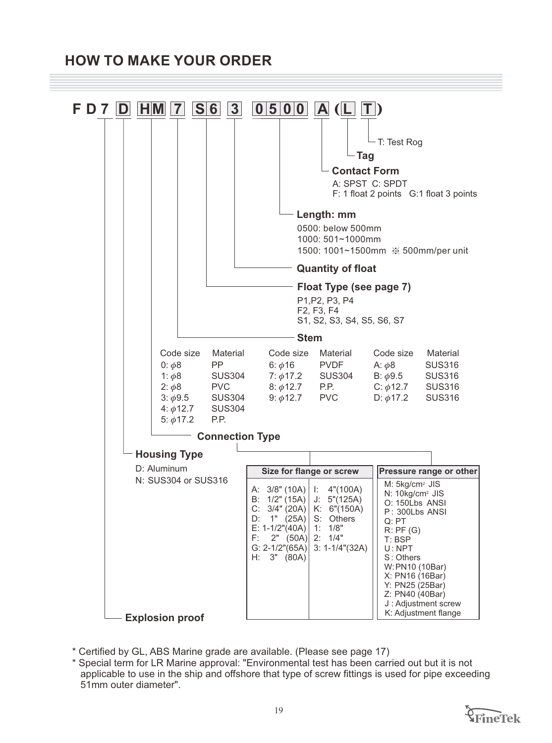## HOW TO MAKE YOUR ORDER

**F D 7 D HM 7 S6 3 0500 A (L T)**

- **T**: T: Test Rog
- **L**: **Tag**
- **A**: **Contact Form**
  - A: SPST C: SPDT
  - F: 1 float 2 points G:1 float 3 points
- **0500**: **Length: mm**
  - 0500: below 500mm
  - 1000: 501~1000mm
  - 1500: 1001~1500mm ※ 500mm/per unit
- **3**: **Quantity of float**
- **S6**: **Float Type (see page 7)**
  - P1,P2, P3, P4
  - F2, F3, F4
  - S1, S2, S3, S4, S5, S6, S7
- **7**: **Stem**

| Code size | Material | Code size | Material | Code size | Material |
|---|---|---|---|---|---|
| 0: φ8 | PP | 6: φ16 | PVDF | A: φ8 | SUS316 |
| 1: φ8 | SUS304 | 7: φ17.2 | SUS304 | B: φ9.5 | SUS316 |
| 2: φ8 | PVC | 8: φ12.7 | P.P. | C: φ12.7 | SUS316 |
| 3: φ9.5 | SUS304 | 9: φ12.7 | PVC | D: φ17.2 | SUS316 |
| 4: φ12.7 | SUS304 | | | | |
| 5: φ17.2 | P.P. | | | | |

- **HM**: **Connection Type**

| Size for flange or screw | | Pressure range or other |
|---|---|---|
| A: 3/8" (10A) | I: 4"(100A) | M: 5kg/cm² JIS |
| B: 1/2" (15A) | J: 5"(125A) | N: 10kg/cm² JIS |
| C: 3/4" (20A) | K: 6"(150A) | O: 150Lbs ANSI |
| D: 1" (25A) | S: Others | P: 300Lbs ANSI |
| E: 1-1/2"(40A) | 1: 1/8" | Q: PT |
| F: 2" (50A) | 2: 1/4" | R: PF (G) |
| G: 2-1/2"(65A) | 3: 1-1/4"(32A) | T: BSP |
| H: 3" (80A) | | U: NPT |
| | | S: Others |
| | | W: PN10 (10Bar) |
| | | X: PN16 (16Bar) |
| | | Y: PN25 (25Bar) |
| | | Z: PN40 (40Bar) |
| | | J: Adjustment screw |
| | | K: Adjustment flange |

- **D**: **Housing Type**
  - D: Aluminum
  - N: SUS304 or SUS316
- **7**: **Explosion proof**

\* Certified by GL, ABS Marine grade are available. (Please see page 17)

\* Special term for LR Marine approval: "Environmental test has been carried out but it is not applicable to use in the ship and offshore that type of screw fittings is used for pipe exceeding 51mm outer diameter".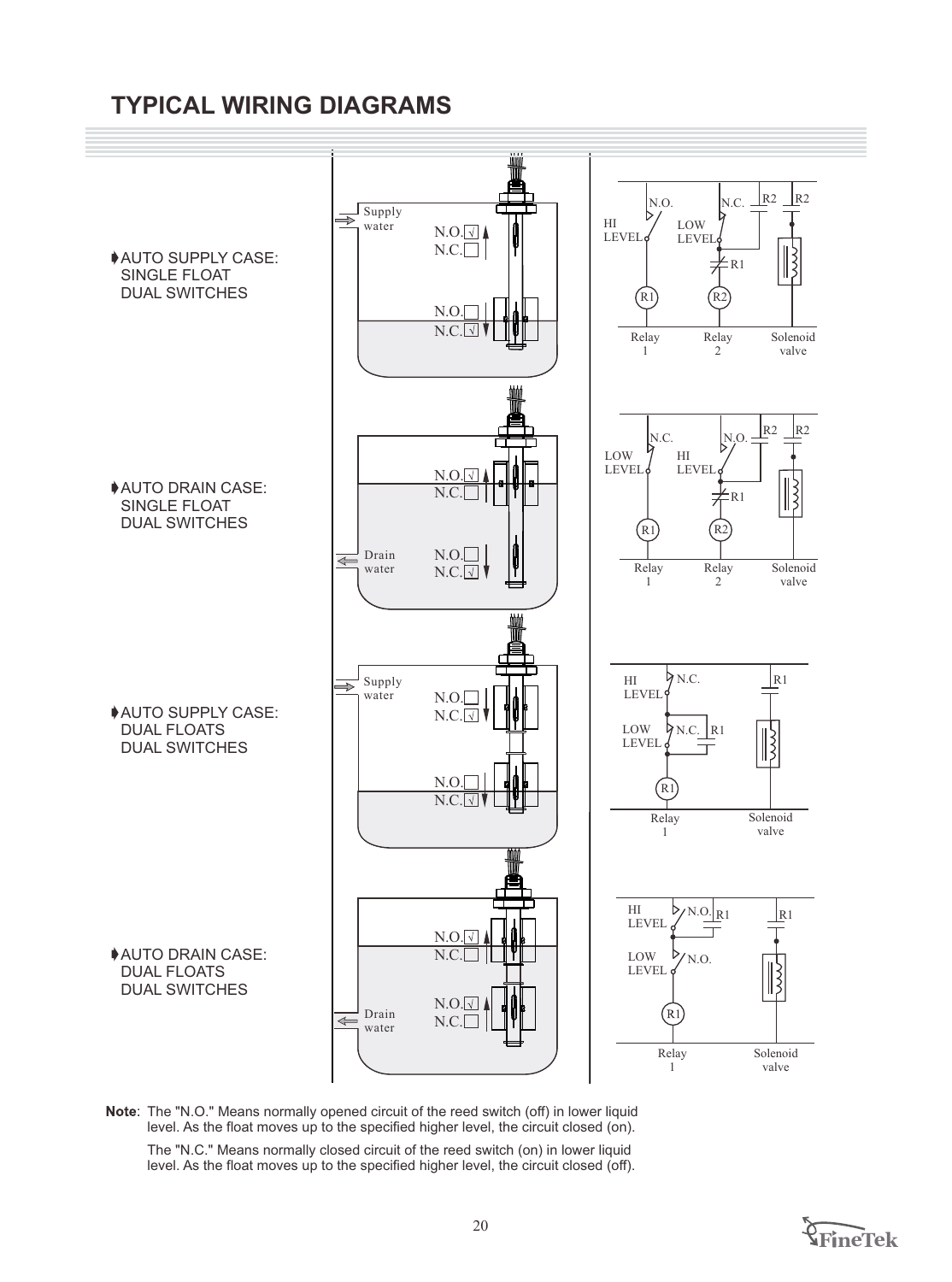## TYPICAL WIRING DIAGRAMS

➧AUTO SUPPLY CASE:
SINGLE FLOAT
DUAL SWITCHES

Supply water

N.O. √
N.C. □

N.O. □
N.C. √

HI LEVEL N.O. | LOW LEVEL N.C. | R2 | R2 | R1

Relay 1 | Relay 2 | Solenoid valve

➧AUTO DRAIN CASE:
SINGLE FLOAT
DUAL SWITCHES

N.O. √
N.C. □

Drain water

N.O. □
N.C. √

LOW LEVEL N.C. | HI LEVEL N.O. | R2 | R2 | R1

Relay 1 | Relay 2 | Solenoid valve

➧AUTO SUPPLY CASE:
DUAL FLOATS
DUAL SWITCHES

Supply water

N.O. □
N.C. √

N.O. □
N.C. √

HI LEVEL N.C. | LOW LEVEL N.C. | R1 | R1

Relay 1 | Solenoid valve

➧AUTO DRAIN CASE:
DUAL FLOATS
DUAL SWITCHES

N.O. √
N.C. □

Drain water

N.O. √
N.C. □

HI LEVEL N.O. | R1 | LOW LEVEL N.O. | R1

Relay 1 | Solenoid valve

**Note**: The "N.O." Means normally opened circuit of the reed switch (off) in lower liquid level. As the float moves up to the specified higher level, the circuit closed (on).

The "N.C." Means normally closed circuit of the reed switch (on) in lower liquid level. As the float moves up to the specified higher level, the circuit closed (off).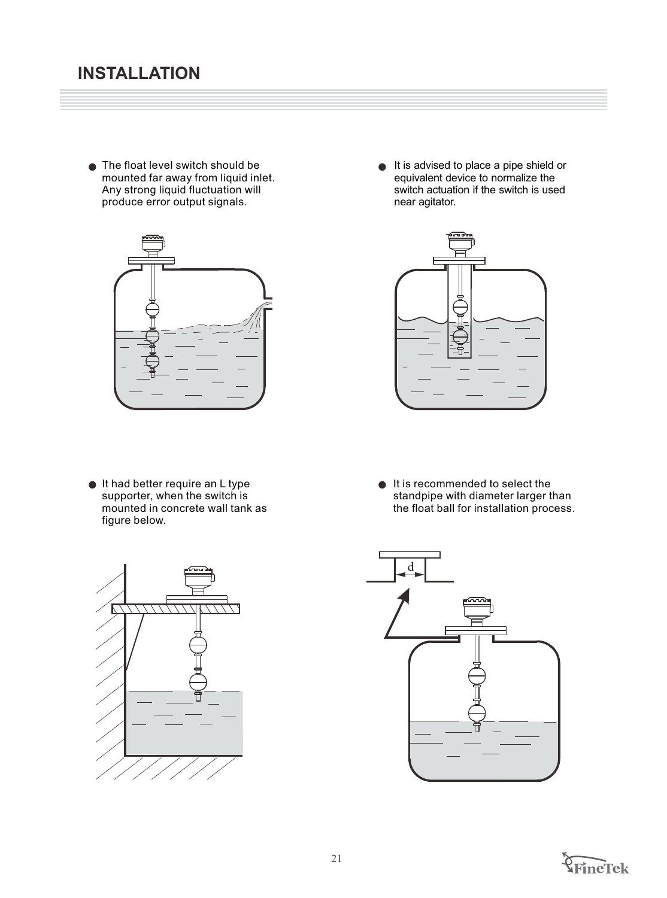# INSTALLATION

- The float level switch should be mounted far away from liquid inlet. Any strong liquid fluctuation will produce error output signals.

- It is advised to place a pipe shield or equivalent device to normalize the switch actuation if the switch is used near agitator.

- It had better require an L type supporter, when the switch is mounted in concrete wall tank as figure below.

- It is recommended to select the standpipe with diameter larger than the float ball for installation process.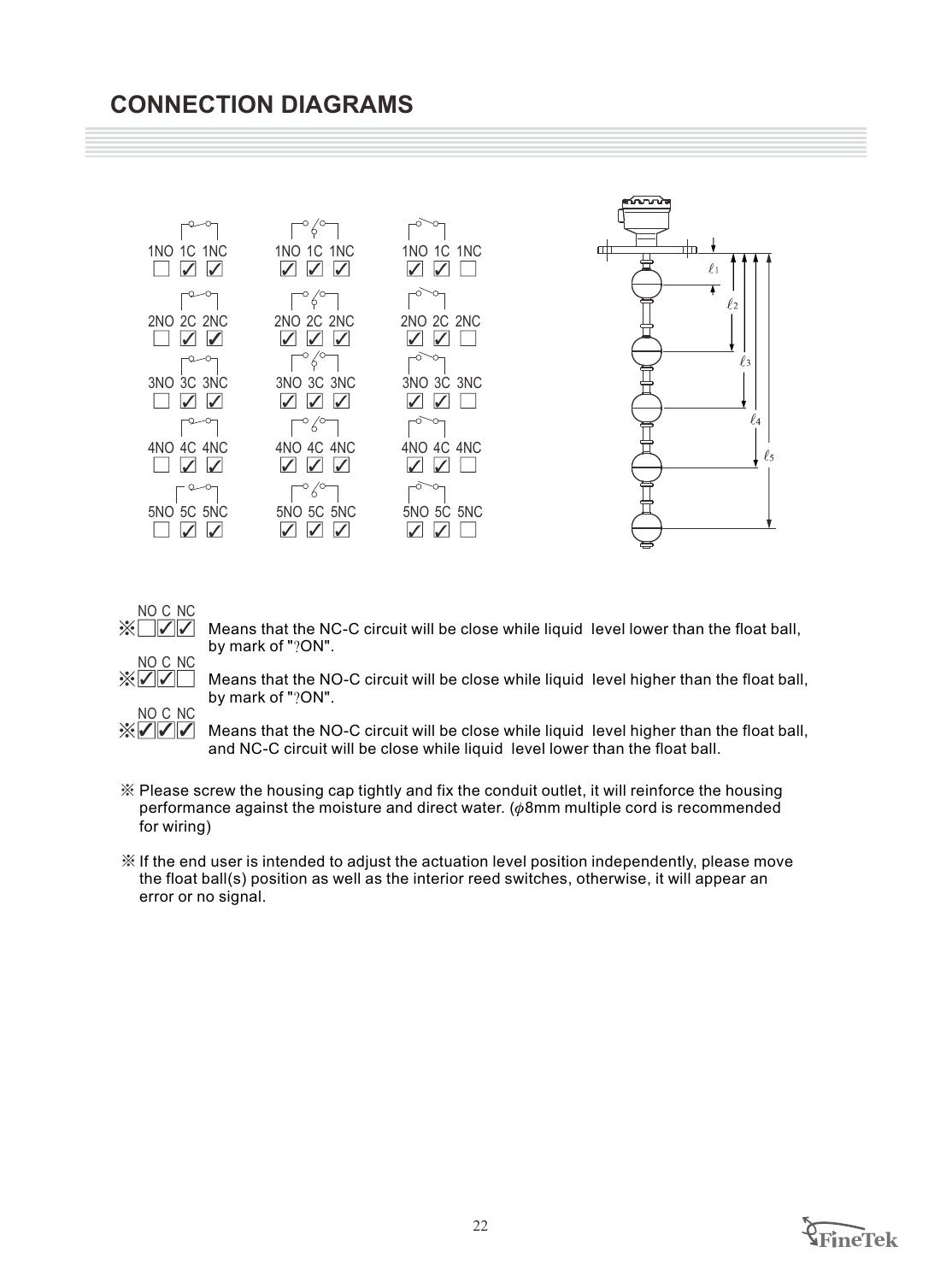## CONNECTION DIAGRAMS

| 1NO | 1C | 1NC | | 1NO | 1C | 1NC | | 1NO | 1C | 1NC |
|---|---|---|---|---|---|---|---|---|---|---|
| ☐ | ✓ | ✓ | | ✓ | ✓ | ✓ | | ✓ | ✓ | ☐ |
| **2NO** | **2C** | **2NC** | | **2NO** | **2C** | **2NC** | | **2NO** | **2C** | **2NC** |
| ☐ | ✓ | ✓ | | ✓ | ✓ | ✓ | | ✓ | ✓ | ☐ |
| **3NO** | **3C** | **3NC** | | **3NO** | **3C** | **3NC** | | **3NO** | **3C** | **3NC** |
| ☐ | ✓ | ✓ | | ✓ | ✓ | ✓ | | ✓ | ✓ | ☐ |
| **4NO** | **4C** | **4NC** | | **4NO** | **4C** | **4NC** | | **4NO** | **4C** | **4NC** |
| ☐ | ✓ | ✓ | | ✓ | ✓ | ✓ | | ✓ | ✓ | ☐ |
| **5NO** | **5C** | **5NC** | | **5NO** | **5C** | **5NC** | | **5NO** | **5C** | **5NC** |
| ☐ | ✓ | ✓ | | ✓ | ✓ | ✓ | | ✓ | ✓ | ☐ |

$\ell_1$ $\ell_2$ $\ell_3$ $\ell_4$ $\ell_5$

※ NO C NC ☐✓✓ Means that the NC-C circuit will be close while liquid level lower than the float ball, by mark of "?ON".

※ NO C NC ✓✓☐ Means that the NO-C circuit will be close while liquid level higher than the float ball, by mark of "?ON".

※ NO C NC ✓✓✓ Means that the NO-C circuit will be close while liquid level higher than the float ball, and NC-C circuit will be close while liquid level lower than the float ball.

※ Please screw the housing cap tightly and fix the conduit outlet, it will reinforce the housing performance against the moisture and direct water. ($\phi$8mm multiple cord is recommended for wiring)

※ If the end user is intended to adjust the actuation level position independently, please move the float ball(s) position as well as the interior reed switches, otherwise, it will appear an error or no signal.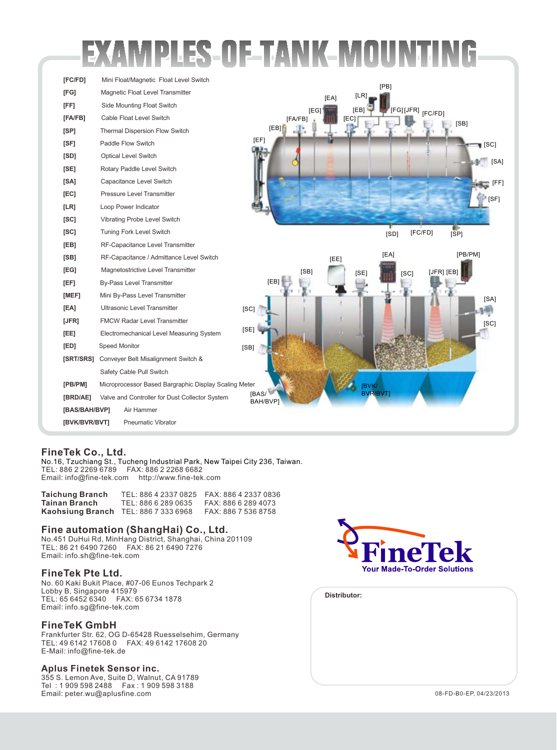# EXAMPLES OF TANK MOUNTING

| | |
|---|---|
| [FC/FD] | Mini Float/Magnetic Float Level Switch |
| [FG] | Magnetic Float Level Transmitter |
| [FF] | Side Mounting Float Switch |
| [FA/FB] | Cable Float Level Switch |
| [SP] | Thermal Dispersion Flow Switch |
| [SF] | Paddle Flow Switch |
| [SD] | Optical Level Switch |
| [SE] | Rotary Paddle Level Switch |
| [SA] | Capacitance Level Switch |
| [EC] | Pressure Level Transmitter |
| [LR] | Loop Power Indicator |
| [SC] | Vibrating Probe Level Switch |
| [SC] | Tuning Fork Level Switch |
| [EB] | RF-Capacitance Level Transmitter |
| [SB] | RF-Capacitance / Admittance Level Switch |
| [EG] | Magnetostrictive Level Transmitter |
| [EF] | By-Pass Level Transmitter |
| [MEF] | Mini By-Pass Level Transmitter |
| [EA] | Ultrasonic Level Transmitter |
| [JFR] | FMCW Radar Level Transmitter |
| [EE] | Electromechanical Level Measuring System |
| [ED] | Speed Monitor |
| [SRT/SRS] | Conveyer Belt Misalignment Switch & Safety Cable Pull Switch |
| [PB/PM] | Microprocessor Based Bargraphic Display Scaling Meter |
| [BRD/AE] | Valve and Controller for Dust Collector System |
| [BAS/BAH/BVP] | Air Hammer |
| [BVK/BVR/BVT] | Pneumatic Vibrator |

[PB] [LR] [EA] [EG] [EB] [FG] [JFR] [FC/FD] [FA/FB] [EC] [SB] [EB] [EF] [SC] [SA] [FF] [SF] [SD] [FC/FD] [SP]

[EE] [EA] [PB/PM] [SB] [SE] [SC] [JFR] [EB] [EB] [SC] [SA] [SE] [SC] [SB] [BVK/BVR/BVT] [BAS/BAH/BVP]

## FineTek Co., Ltd.

No.16, Tzuchiang St., Tucheng Industrial Park, New Taipei City 236, Taiwan.
TEL: 886 2 2269 6789 FAX: 886 2 2268 6682
Email: info@fine-tek.com http://www.fine-tek.com

| | | |
|---|---|---|
| **Taichung Branch** | TEL: 886 4 2337 0825 | FAX: 886 4 2337 0836 |
| **Tainan Branch** | TEL: 886 6 289 0635 | FAX: 886 6 289 4073 |
| **Kaohsiung Branch** | TEL: 886 7 333 6968 | FAX: 886 7 536 8758 |

## Fine automation (ShangHai) Co., Ltd.

No.451 DuHui Rd, MinHang District, Shanghai, China 201109
TEL: 86 21 6490 7260 FAX: 86 21 6490 7276
Email: info.sh@fine-tek.com

## FineTek Pte Ltd.

No. 60 Kaki Bukit Place, #07-06 Eunos Techpark 2
Lobby B, Singapore 415979
TEL: 65 6452 6340 FAX: 65 6734 1878
Email: info.sg@fine-tek.com

## FineTeK GmbH

Frankfurter Str. 62, OG D-65428 Ruesselsehim, Germany
TEL: 49 6142 17608 0 FAX: 49 6142 17608 20
E-Mail: info@fine-tek.de

## Aplus Finetek Sensor inc.

355 S. Lemon Ave, Suite D, Walnut, CA 91789
Tel : 1 909 598 2488 Fax : 1 909 598 3188
Email: peter.wu@aplusfine.com

FineTek
Your Made-To-Order Solutions

**Distributor:**

08-FD-B0-EP, 04/23/2013